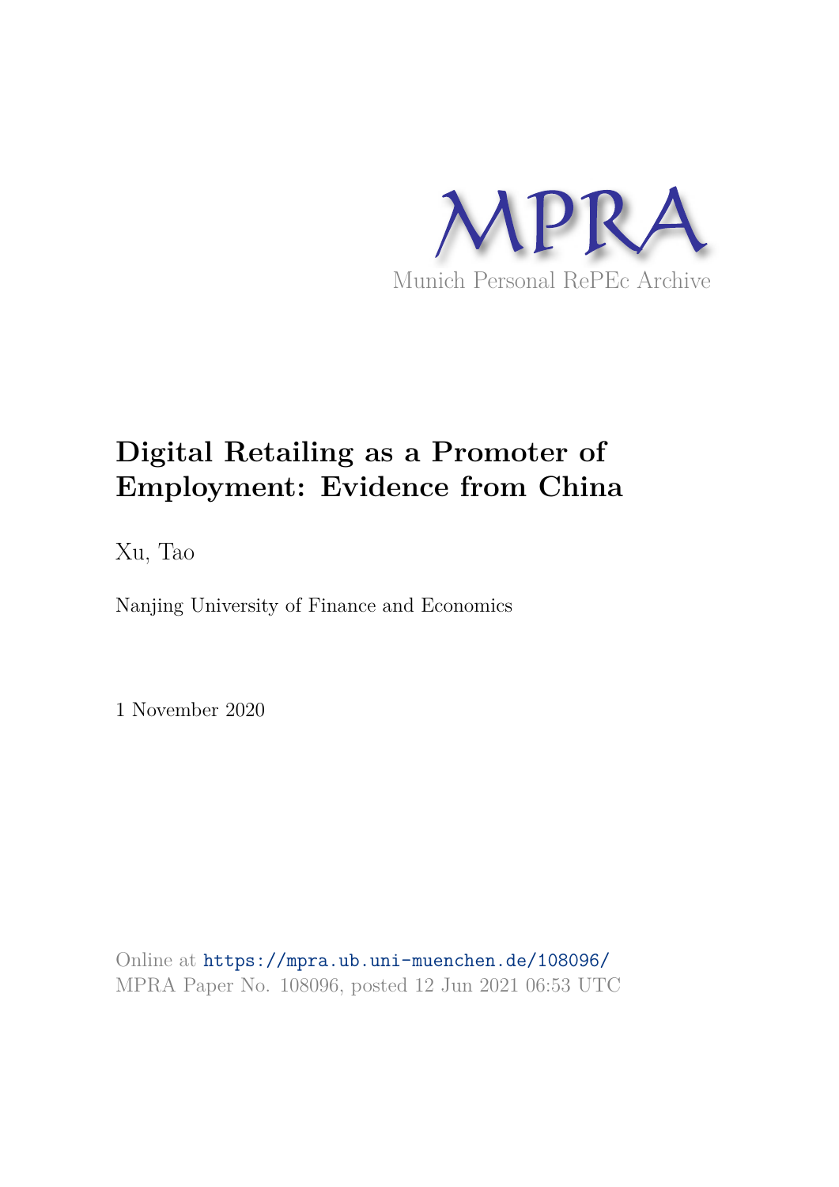MPRA

Munich Personal RePEc Archive

# Digital Retailing as a Promoter of Employment: Evidence from China

Xu, Tao

Nanjing University of Finance and Economics

1 November 2020

Online at https://mpra.ub.uni-muenchen.de/108096/
MPRA Paper No. 108096, posted 12 Jun 2021 06:53 UTC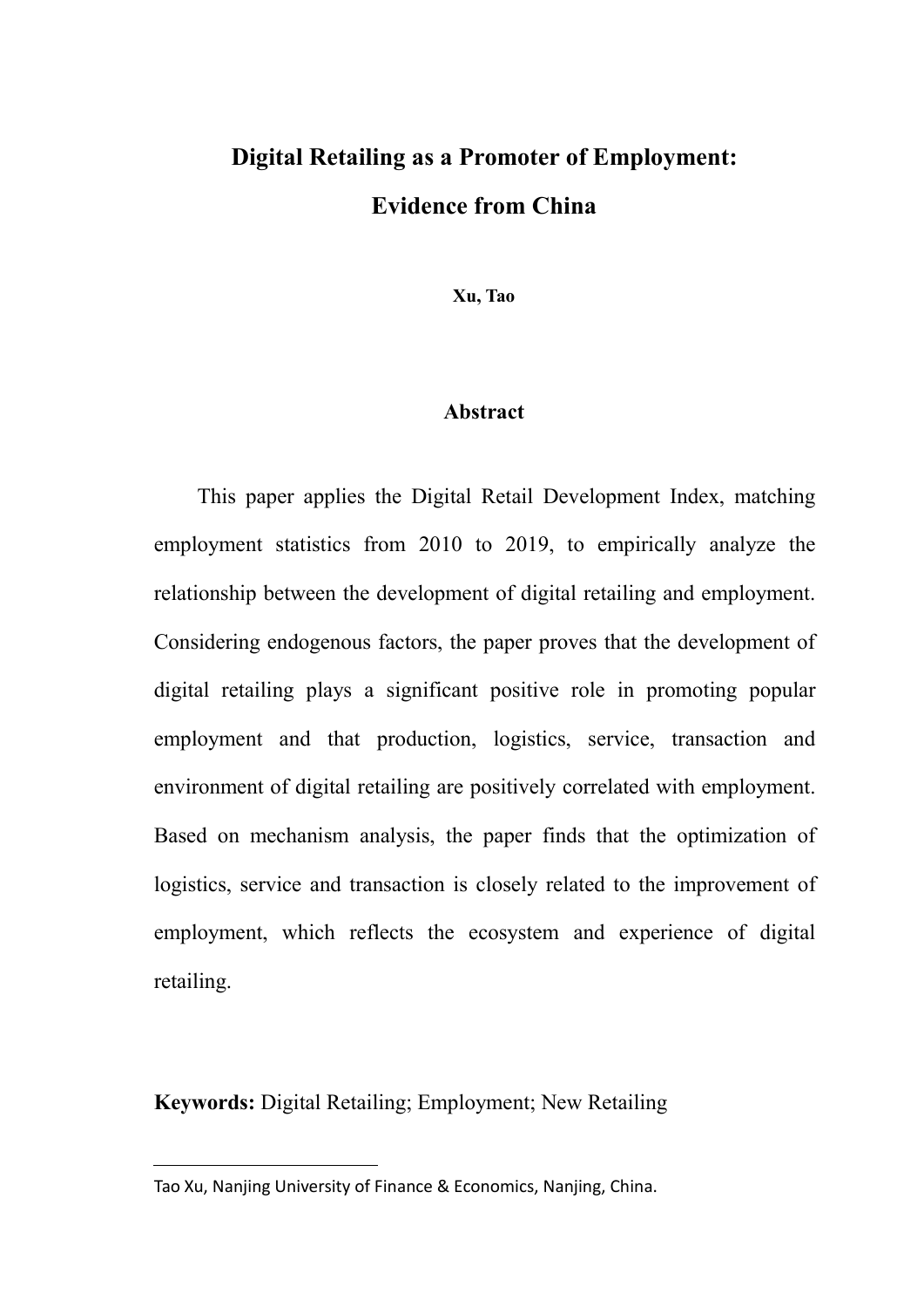# Digital Retailing as a Promoter of Employment: Evidence from China

**Xu, Tao**

## Abstract

This paper applies the Digital Retail Development Index, matching employment statistics from 2010 to 2019, to empirically analyze the relationship between the development of digital retailing and employment. Considering endogenous factors, the paper proves that the development of digital retailing plays a significant positive role in promoting popular employment and that production, logistics, service, transaction and environment of digital retailing are positively correlated with employment. Based on mechanism analysis, the paper finds that the optimization of logistics, service and transaction is closely related to the improvement of employment, which reflects the ecosystem and experience of digital retailing.

**Keywords:** Digital Retailing; Employment; New Retailing

Tao Xu, Nanjing University of Finance & Economics, Nanjing, China.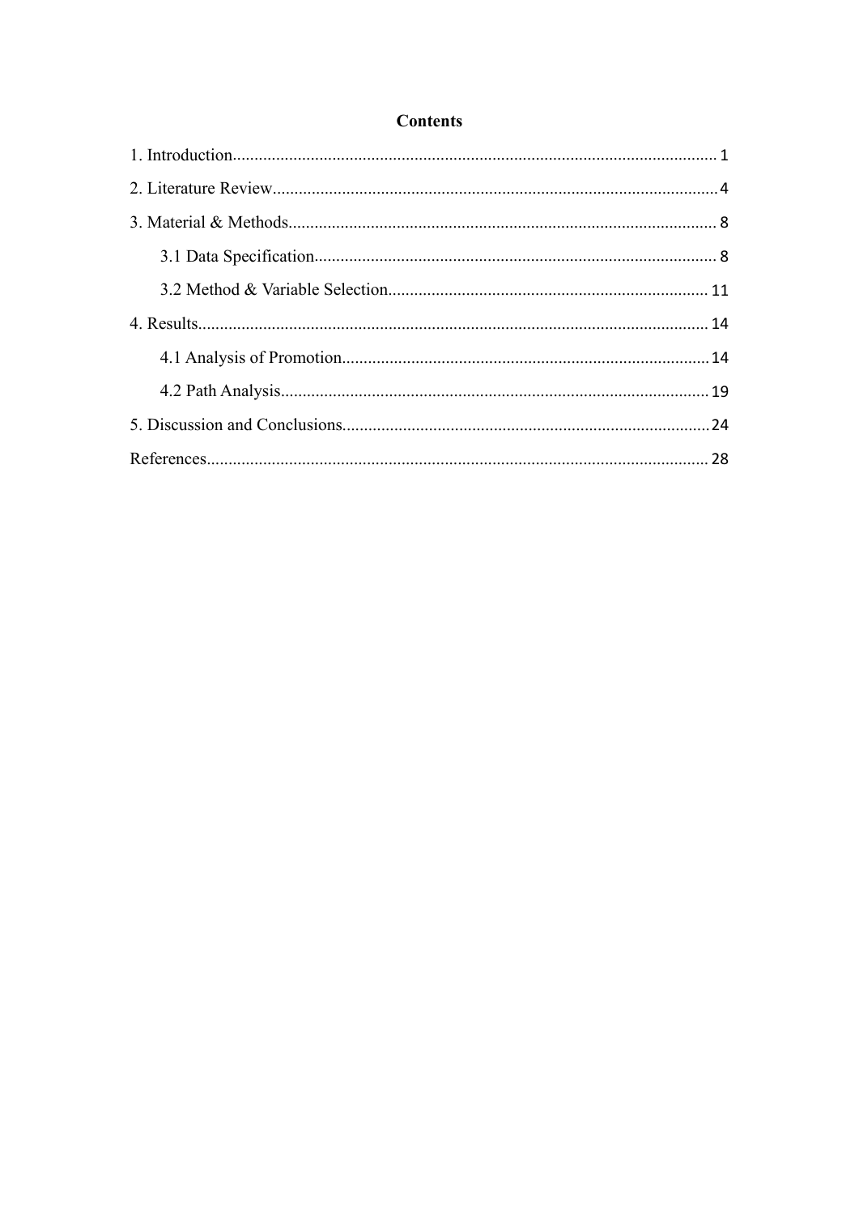# Contents

1. Introduction.......................................................................................................... 1

2. Literature Review................................................................................................. 4

3. Material & Methods............................................................................................. 8

    3.1 Data Specification........................................................................................ 8

    3.2 Method & Variable Selection..................................................................... 11

4. Results................................................................................................................ 14

    4.1 Analysis of Promotion................................................................................ 14

    4.2 Path Analysis.............................................................................................. 19

5. Discussion and Conclusions............................................................................... 24

References.............................................................................................................. 28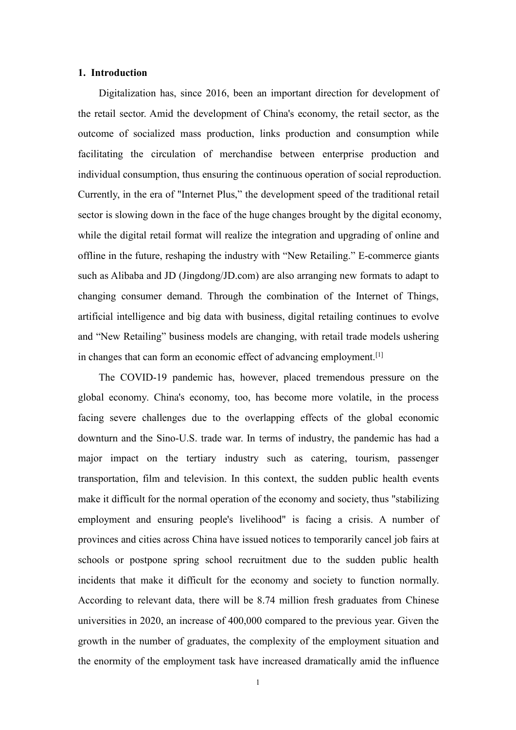## 1. Introduction

Digitalization has, since 2016, been an important direction for development of the retail sector. Amid the development of China's economy, the retail sector, as the outcome of socialized mass production, links production and consumption while facilitating the circulation of merchandise between enterprise production and individual consumption, thus ensuring the continuous operation of social reproduction. Currently, in the era of "Internet Plus," the development speed of the traditional retail sector is slowing down in the face of the huge changes brought by the digital economy, while the digital retail format will realize the integration and upgrading of online and offline in the future, reshaping the industry with "New Retailing." E-commerce giants such as Alibaba and JD (Jingdong/JD.com) are also arranging new formats to adapt to changing consumer demand. Through the combination of the Internet of Things, artificial intelligence and big data with business, digital retailing continues to evolve and "New Retailing" business models are changing, with retail trade models ushering in changes that can form an economic effect of advancing employment.[1]

The COVID-19 pandemic has, however, placed tremendous pressure on the global economy. China's economy, too, has become more volatile, in the process facing severe challenges due to the overlapping effects of the global economic downturn and the Sino-U.S. trade war. In terms of industry, the pandemic has had a major impact on the tertiary industry such as catering, tourism, passenger transportation, film and television. In this context, the sudden public health events make it difficult for the normal operation of the economy and society, thus "stabilizing employment and ensuring people's livelihood" is facing a crisis. A number of provinces and cities across China have issued notices to temporarily cancel job fairs at schools or postpone spring school recruitment due to the sudden public health incidents that make it difficult for the economy and society to function normally. According to relevant data, there will be 8.74 million fresh graduates from Chinese universities in 2020, an increase of 400,000 compared to the previous year. Given the growth in the number of graduates, the complexity of the employment situation and the enormity of the employment task have increased dramatically amid the influence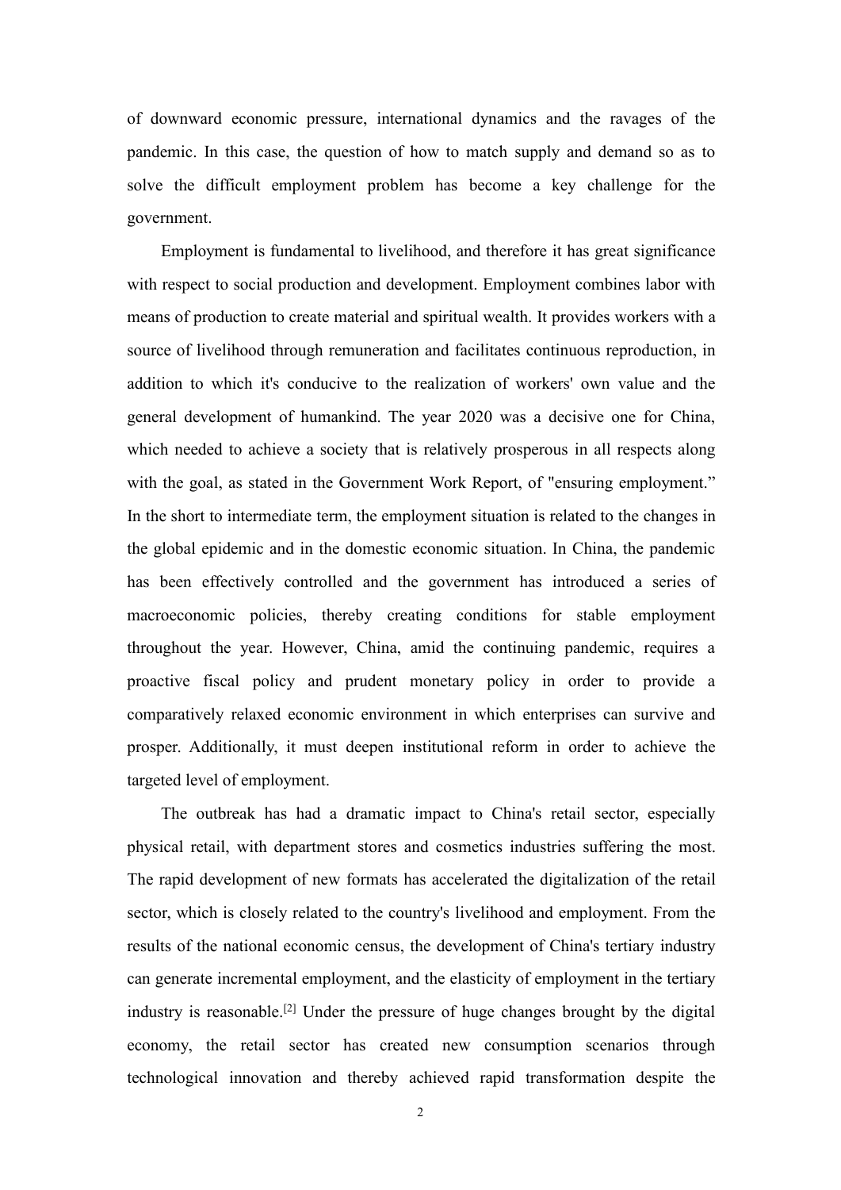of downward economic pressure, international dynamics and the ravages of the pandemic. In this case, the question of how to match supply and demand so as to solve the difficult employment problem has become a key challenge for the government.

Employment is fundamental to livelihood, and therefore it has great significance with respect to social production and development. Employment combines labor with means of production to create material and spiritual wealth. It provides workers with a source of livelihood through remuneration and facilitates continuous reproduction, in addition to which it's conducive to the realization of workers' own value and the general development of humankind. The year 2020 was a decisive one for China, which needed to achieve a society that is relatively prosperous in all respects along with the goal, as stated in the Government Work Report, of "ensuring employment." In the short to intermediate term, the employment situation is related to the changes in the global epidemic and in the domestic economic situation. In China, the pandemic has been effectively controlled and the government has introduced a series of macroeconomic policies, thereby creating conditions for stable employment throughout the year. However, China, amid the continuing pandemic, requires a proactive fiscal policy and prudent monetary policy in order to provide a comparatively relaxed economic environment in which enterprises can survive and prosper. Additionally, it must deepen institutional reform in order to achieve the targeted level of employment.

The outbreak has had a dramatic impact to China's retail sector, especially physical retail, with department stores and cosmetics industries suffering the most. The rapid development of new formats has accelerated the digitalization of the retail sector, which is closely related to the country's livelihood and employment. From the results of the national economic census, the development of China's tertiary industry can generate incremental employment, and the elasticity of employment in the tertiary industry is reasonable.[2] Under the pressure of huge changes brought by the digital economy, the retail sector has created new consumption scenarios through technological innovation and thereby achieved rapid transformation despite the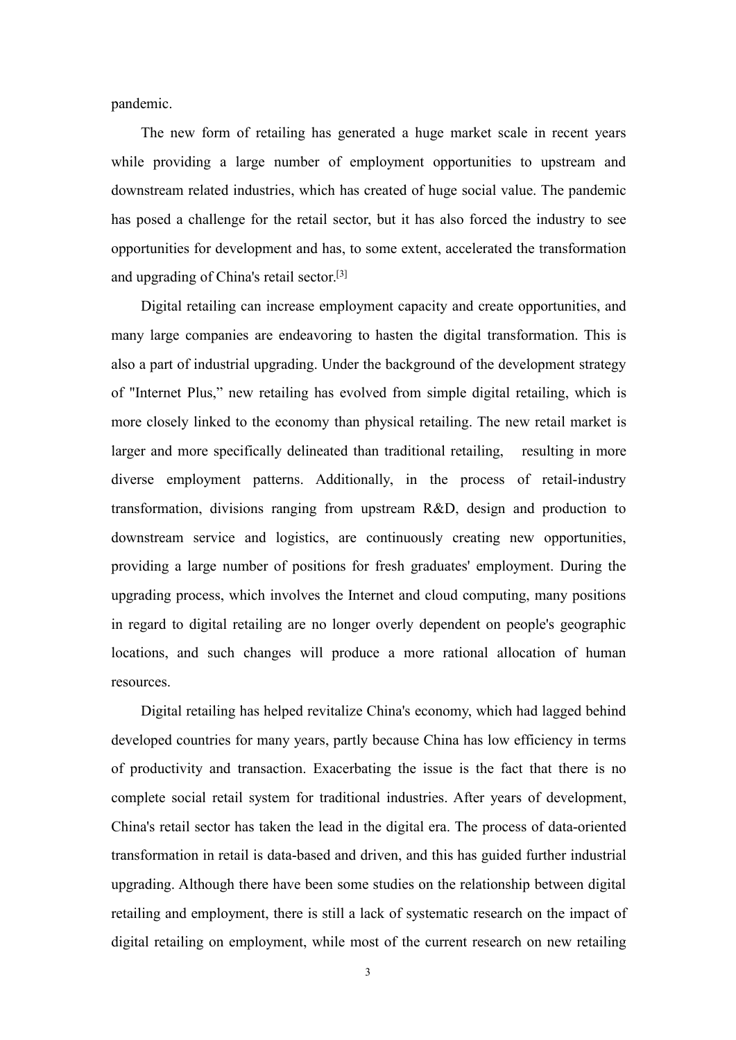pandemic.

The new form of retailing has generated a huge market scale in recent years while providing a large number of employment opportunities to upstream and downstream related industries, which has created of huge social value. The pandemic has posed a challenge for the retail sector, but it has also forced the industry to see opportunities for development and has, to some extent, accelerated the transformation and upgrading of China's retail sector.[3]

Digital retailing can increase employment capacity and create opportunities, and many large companies are endeavoring to hasten the digital transformation. This is also a part of industrial upgrading. Under the background of the development strategy of "Internet Plus," new retailing has evolved from simple digital retailing, which is more closely linked to the economy than physical retailing. The new retail market is larger and more specifically delineated than traditional retailing, resulting in more diverse employment patterns. Additionally, in the process of retail-industry transformation, divisions ranging from upstream R&D, design and production to downstream service and logistics, are continuously creating new opportunities, providing a large number of positions for fresh graduates' employment. During the upgrading process, which involves the Internet and cloud computing, many positions in regard to digital retailing are no longer overly dependent on people's geographic locations, and such changes will produce a more rational allocation of human resources.

Digital retailing has helped revitalize China's economy, which had lagged behind developed countries for many years, partly because China has low efficiency in terms of productivity and transaction. Exacerbating the issue is the fact that there is no complete social retail system for traditional industries. After years of development, China's retail sector has taken the lead in the digital era. The process of data-oriented transformation in retail is data-based and driven, and this has guided further industrial upgrading. Although there have been some studies on the relationship between digital retailing and employment, there is still a lack of systematic research on the impact of digital retailing on employment, while most of the current research on new retailing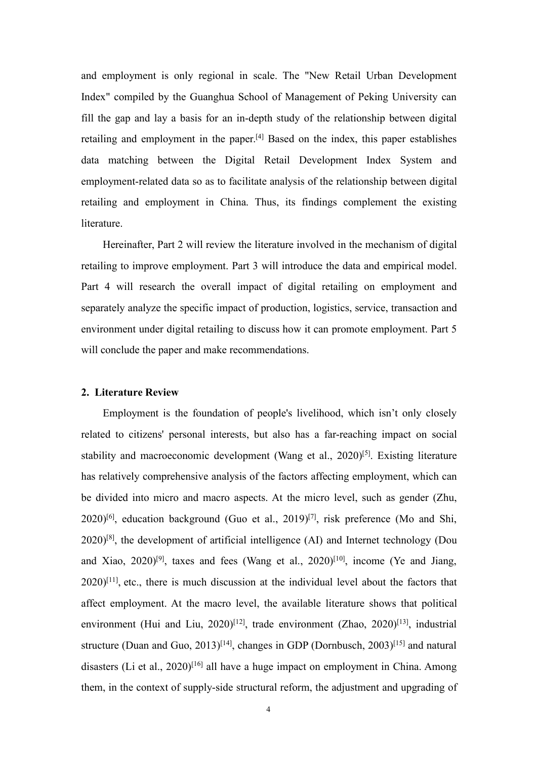and employment is only regional in scale. The "New Retail Urban Development Index" compiled by the Guanghua School of Management of Peking University can fill the gap and lay a basis for an in-depth study of the relationship between digital retailing and employment in the paper.[4] Based on the index, this paper establishes data matching between the Digital Retail Development Index System and employment-related data so as to facilitate analysis of the relationship between digital retailing and employment in China. Thus, its findings complement the existing literature.

Hereinafter, Part 2 will review the literature involved in the mechanism of digital retailing to improve employment. Part 3 will introduce the data and empirical model. Part 4 will research the overall impact of digital retailing on employment and separately analyze the specific impact of production, logistics, service, transaction and environment under digital retailing to discuss how it can promote employment. Part 5 will conclude the paper and make recommendations.

## 2. Literature Review

Employment is the foundation of people's livelihood, which isn't only closely related to citizens' personal interests, but also has a far-reaching impact on social stability and macroeconomic development (Wang et al., 2020)[5]. Existing literature has relatively comprehensive analysis of the factors affecting employment, which can be divided into micro and macro aspects. At the micro level, such as gender (Zhu, 2020)[6], education background (Guo et al., 2019)[7], risk preference (Mo and Shi, 2020)[8], the development of artificial intelligence (AI) and Internet technology (Dou and Xiao, 2020)[9], taxes and fees (Wang et al., 2020)[10], income (Ye and Jiang, 2020)[11], etc., there is much discussion at the individual level about the factors that affect employment. At the macro level, the available literature shows that political environment (Hui and Liu, 2020)[12], trade environment (Zhao, 2020)[13], industrial structure (Duan and Guo, 2013)[14], changes in GDP (Dornbusch, 2003)[15] and natural disasters (Li et al., 2020)[16] all have a huge impact on employment in China. Among them, in the context of supply-side structural reform, the adjustment and upgrading of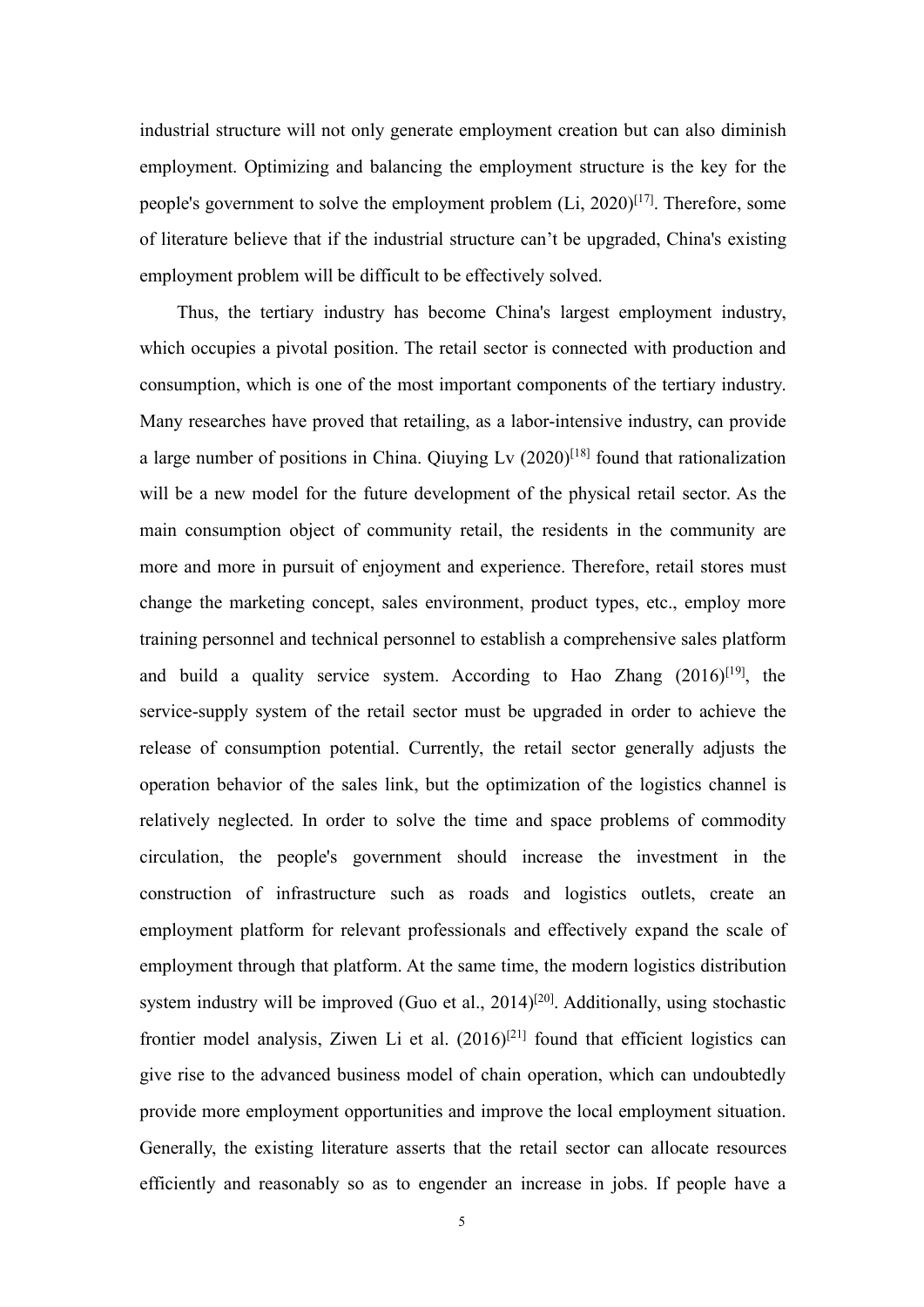industrial structure will not only generate employment creation but can also diminish employment. Optimizing and balancing the employment structure is the key for the people's government to solve the employment problem (Li, 2020)[17]. Therefore, some of literature believe that if the industrial structure can't be upgraded, China's existing employment problem will be difficult to be effectively solved.

Thus, the tertiary industry has become China's largest employment industry, which occupies a pivotal position. The retail sector is connected with production and consumption, which is one of the most important components of the tertiary industry. Many researches have proved that retailing, as a labor-intensive industry, can provide a large number of positions in China. Qiuying Lv (2020)[18] found that rationalization will be a new model for the future development of the physical retail sector. As the main consumption object of community retail, the residents in the community are more and more in pursuit of enjoyment and experience. Therefore, retail stores must change the marketing concept, sales environment, product types, etc., employ more training personnel and technical personnel to establish a comprehensive sales platform and build a quality service system. According to Hao Zhang (2016)[19], the service-supply system of the retail sector must be upgraded in order to achieve the release of consumption potential. Currently, the retail sector generally adjusts the operation behavior of the sales link, but the optimization of the logistics channel is relatively neglected. In order to solve the time and space problems of commodity circulation, the people's government should increase the investment in the construction of infrastructure such as roads and logistics outlets, create an employment platform for relevant professionals and effectively expand the scale of employment through that platform. At the same time, the modern logistics distribution system industry will be improved (Guo et al., 2014)[20]. Additionally, using stochastic frontier model analysis, Ziwen Li et al. (2016)[21] found that efficient logistics can give rise to the advanced business model of chain operation, which can undoubtedly provide more employment opportunities and improve the local employment situation. Generally, the existing literature asserts that the retail sector can allocate resources efficiently and reasonably so as to engender an increase in jobs. If people have a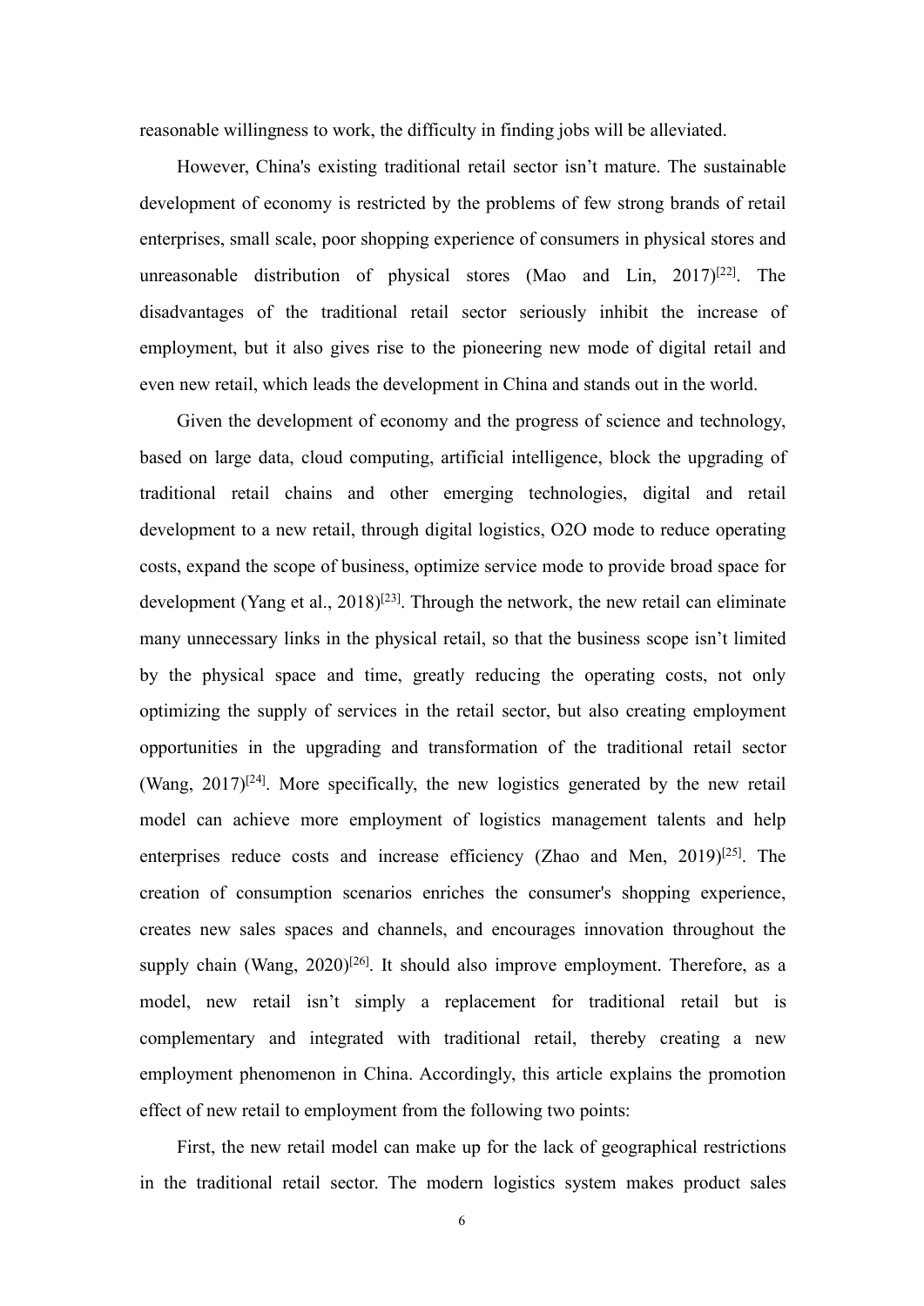reasonable willingness to work, the difficulty in finding jobs will be alleviated.

However, China's existing traditional retail sector isn't mature. The sustainable development of economy is restricted by the problems of few strong brands of retail enterprises, small scale, poor shopping experience of consumers in physical stores and unreasonable distribution of physical stores (Mao and Lin, 2017)[22]. The disadvantages of the traditional retail sector seriously inhibit the increase of employment, but it also gives rise to the pioneering new mode of digital retail and even new retail, which leads the development in China and stands out in the world.

Given the development of economy and the progress of science and technology, based on large data, cloud computing, artificial intelligence, block the upgrading of traditional retail chains and other emerging technologies, digital and retail development to a new retail, through digital logistics, O2O mode to reduce operating costs, expand the scope of business, optimize service mode to provide broad space for development (Yang et al., 2018)[23]. Through the network, the new retail can eliminate many unnecessary links in the physical retail, so that the business scope isn't limited by the physical space and time, greatly reducing the operating costs, not only optimizing the supply of services in the retail sector, but also creating employment opportunities in the upgrading and transformation of the traditional retail sector (Wang, 2017)[24]. More specifically, the new logistics generated by the new retail model can achieve more employment of logistics management talents and help enterprises reduce costs and increase efficiency (Zhao and Men, 2019)[25]. The creation of consumption scenarios enriches the consumer's shopping experience, creates new sales spaces and channels, and encourages innovation throughout the supply chain (Wang, 2020)[26]. It should also improve employment. Therefore, as a model, new retail isn't simply a replacement for traditional retail but is complementary and integrated with traditional retail, thereby creating a new employment phenomenon in China. Accordingly, this article explains the promotion effect of new retail to employment from the following two points:

First, the new retail model can make up for the lack of geographical restrictions in the traditional retail sector. The modern logistics system makes product sales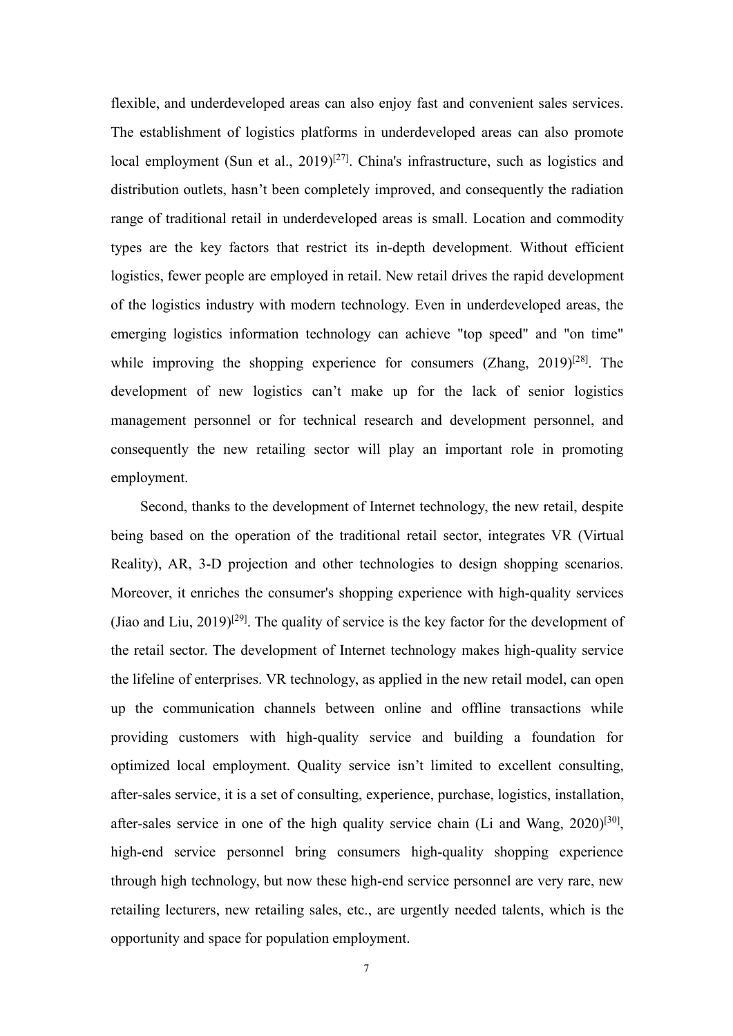flexible, and underdeveloped areas can also enjoy fast and convenient sales services. The establishment of logistics platforms in underdeveloped areas can also promote local employment (Sun et al., 2019)[27]. China's infrastructure, such as logistics and distribution outlets, hasn't been completely improved, and consequently the radiation range of traditional retail in underdeveloped areas is small. Location and commodity types are the key factors that restrict its in-depth development. Without efficient logistics, fewer people are employed in retail. New retail drives the rapid development of the logistics industry with modern technology. Even in underdeveloped areas, the emerging logistics information technology can achieve "top speed" and "on time" while improving the shopping experience for consumers (Zhang, 2019)[28]. The development of new logistics can't make up for the lack of senior logistics management personnel or for technical research and development personnel, and consequently the new retailing sector will play an important role in promoting employment.

Second, thanks to the development of Internet technology, the new retail, despite being based on the operation of the traditional retail sector, integrates VR (Virtual Reality), AR, 3-D projection and other technologies to design shopping scenarios. Moreover, it enriches the consumer's shopping experience with high-quality services (Jiao and Liu, 2019)[29]. The quality of service is the key factor for the development of the retail sector. The development of Internet technology makes high-quality service the lifeline of enterprises. VR technology, as applied in the new retail model, can open up the communication channels between online and offline transactions while providing customers with high-quality service and building a foundation for optimized local employment. Quality service isn't limited to excellent consulting, after-sales service, it is a set of consulting, experience, purchase, logistics, installation, after-sales service in one of the high quality service chain (Li and Wang, 2020)[30], high-end service personnel bring consumers high-quality shopping experience through high technology, but now these high-end service personnel are very rare, new retailing lecturers, new retailing sales, etc., are urgently needed talents, which is the opportunity and space for population employment.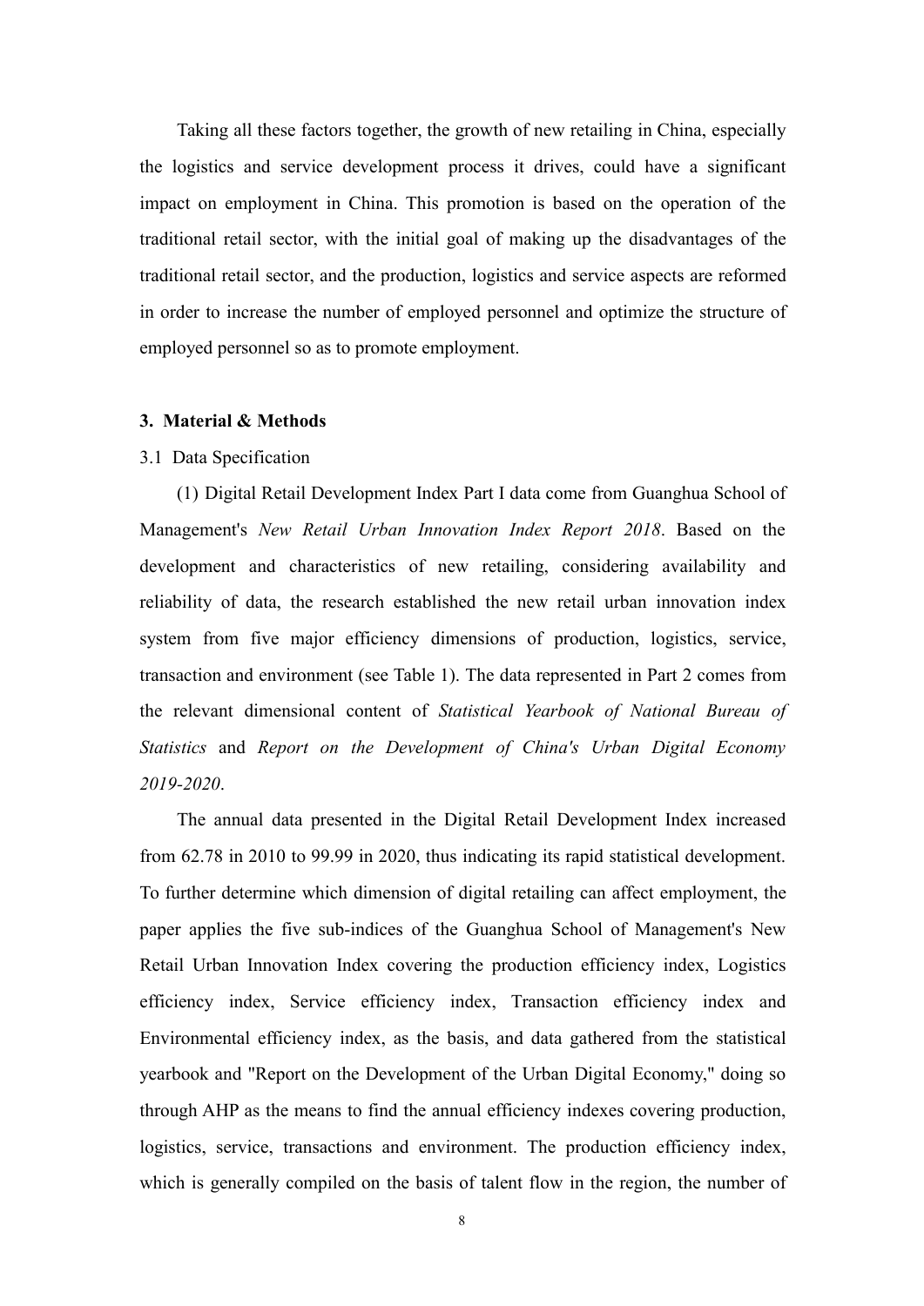Taking all these factors together, the growth of new retailing in China, especially the logistics and service development process it drives, could have a significant impact on employment in China. This promotion is based on the operation of the traditional retail sector, with the initial goal of making up the disadvantages of the traditional retail sector, and the production, logistics and service aspects are reformed in order to increase the number of employed personnel and optimize the structure of employed personnel so as to promote employment.

## 3. Material & Methods

### 3.1 Data Specification

(1) Digital Retail Development Index Part I data come from Guanghua School of Management's *New Retail Urban Innovation Index Report 2018*. Based on the development and characteristics of new retailing, considering availability and reliability of data, the research established the new retail urban innovation index system from five major efficiency dimensions of production, logistics, service, transaction and environment (see Table 1). The data represented in Part 2 comes from the relevant dimensional content of *Statistical Yearbook of National Bureau of Statistics* and *Report on the Development of China's Urban Digital Economy 2019-2020*.

The annual data presented in the Digital Retail Development Index increased from 62.78 in 2010 to 99.99 in 2020, thus indicating its rapid statistical development. To further determine which dimension of digital retailing can affect employment, the paper applies the five sub-indices of the Guanghua School of Management's New Retail Urban Innovation Index covering the production efficiency index, Logistics efficiency index, Service efficiency index, Transaction efficiency index and Environmental efficiency index, as the basis, and data gathered from the statistical yearbook and "Report on the Development of the Urban Digital Economy," doing so through AHP as the means to find the annual efficiency indexes covering production, logistics, service, transactions and environment. The production efficiency index, which is generally compiled on the basis of talent flow in the region, the number of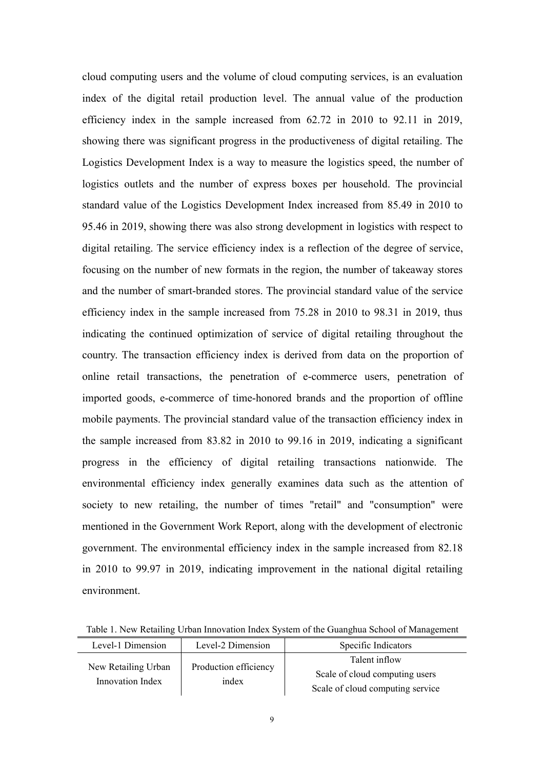cloud computing users and the volume of cloud computing services, is an evaluation index of the digital retail production level. The annual value of the production efficiency index in the sample increased from 62.72 in 2010 to 92.11 in 2019, showing there was significant progress in the productiveness of digital retailing. The Logistics Development Index is a way to measure the logistics speed, the number of logistics outlets and the number of express boxes per household. The provincial standard value of the Logistics Development Index increased from 85.49 in 2010 to 95.46 in 2019, showing there was also strong development in logistics with respect to digital retailing. The service efficiency index is a reflection of the degree of service, focusing on the number of new formats in the region, the number of takeaway stores and the number of smart-branded stores. The provincial standard value of the service efficiency index in the sample increased from 75.28 in 2010 to 98.31 in 2019, thus indicating the continued optimization of service of digital retailing throughout the country. The transaction efficiency index is derived from data on the proportion of online retail transactions, the penetration of e-commerce users, penetration of imported goods, e-commerce of time-honored brands and the proportion of offline mobile payments. The provincial standard value of the transaction efficiency index in the sample increased from 83.82 in 2010 to 99.16 in 2019, indicating a significant progress in the efficiency of digital retailing transactions nationwide. The environmental efficiency index generally examines data such as the attention of society to new retailing, the number of times "retail" and "consumption" were mentioned in the Government Work Report, along with the development of electronic government. The environmental efficiency index in the sample increased from 82.18 in 2010 to 99.97 in 2019, indicating improvement in the national digital retailing environment.

Table 1. New Retailing Urban Innovation Index System of the Guanghua School of Management

| Level-1 Dimension | Level-2 Dimension | Specific Indicators |
|---|---|---|
| New Retailing Urban Innovation Index | Production efficiency index | Talent inflow<br>Scale of cloud computing users<br>Scale of cloud computing service |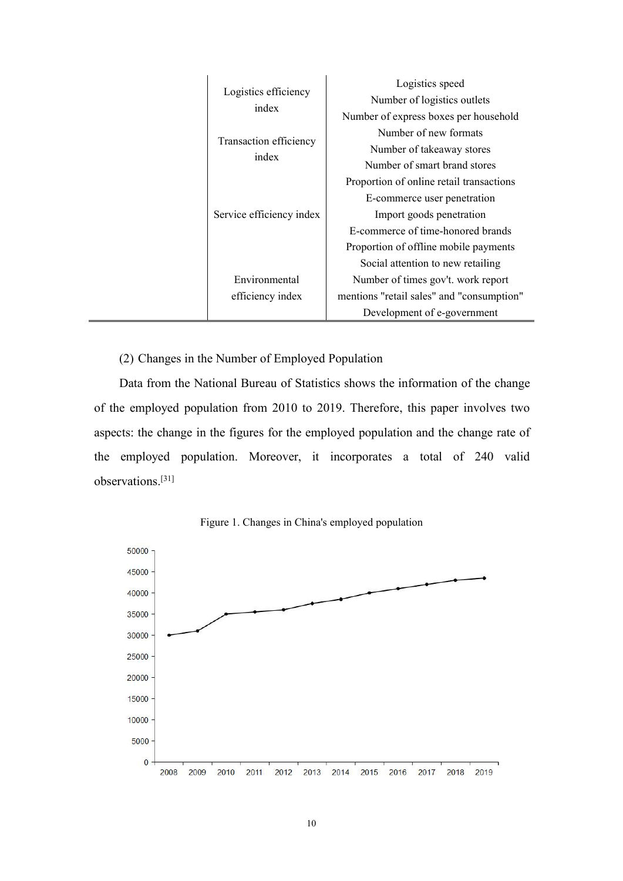| | | |
|---|---|---|
| | Logistics efficiency index | Logistics speed<br>Number of logistics outlets<br>Number of express boxes per household |
| | Transaction efficiency index | Number of new formats<br>Number of takeaway stores<br>Number of smart brand stores |
| | Service efficiency index | Proportion of online retail transactions<br>E-commerce user penetration<br>Import goods penetration<br>E-commerce of time-honored brands<br>Proportion of offline mobile payments |
| | Environmental efficiency index | Social attention to new retailing<br>Number of times gov't. work report mentions "retail sales" and "consumption"<br>Development of e-government |

(2) Changes in the Number of Employed Population

Data from the National Bureau of Statistics shows the information of the change of the employed population from 2010 to 2019. Therefore, this paper involves two aspects: the change in the figures for the employed population and the change rate of the employed population. Moreover, it incorporates a total of 240 valid observations.[31]

Figure 1. Changes in China's employed population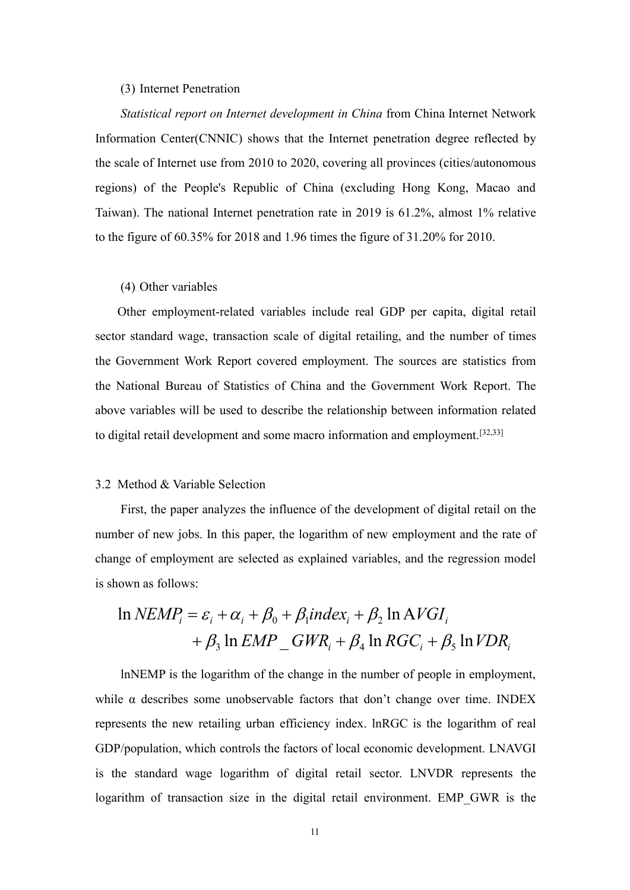(3) Internet Penetration

*Statistical report on Internet development in China* from China Internet Network Information Center(CNNIC) shows that the Internet penetration degree reflected by the scale of Internet use from 2010 to 2020, covering all provinces (cities/autonomous regions) of the People's Republic of China (excluding Hong Kong, Macao and Taiwan). The national Internet penetration rate in 2019 is 61.2%, almost 1% relative to the figure of 60.35% for 2018 and 1.96 times the figure of 31.20% for 2010.

(4) Other variables

Other employment-related variables include real GDP per capita, digital retail sector standard wage, transaction scale of digital retailing, and the number of times the Government Work Report covered employment. The sources are statistics from the National Bureau of Statistics of China and the Government Work Report. The above variables will be used to describe the relationship between information related to digital retail development and some macro information and employment.[32,33]

3.2 Method & Variable Selection

First, the paper analyzes the influence of the development of digital retail on the number of new jobs. In this paper, the logarithm of new employment and the rate of change of employment are selected as explained variables, and the regression model is shown as follows:

$$\ln NEMP_i = \varepsilon_i + \alpha_i + \beta_0 + \beta_1 index_i + \beta_2 \ln AVGI_i + \beta_3 \ln EMP\_GWR_i + \beta_4 \ln RGC_i + \beta_5 \ln VDR_i$$

lnNEMP is the logarithm of the change in the number of people in employment, while α describes some unobservable factors that don't change over time. INDEX represents the new retailing urban efficiency index. lnRGC is the logarithm of real GDP/population, which controls the factors of local economic development. LNAVGI is the standard wage logarithm of digital retail sector. LNVDR represents the logarithm of transaction size in the digital retail environment. EMP_GWR is the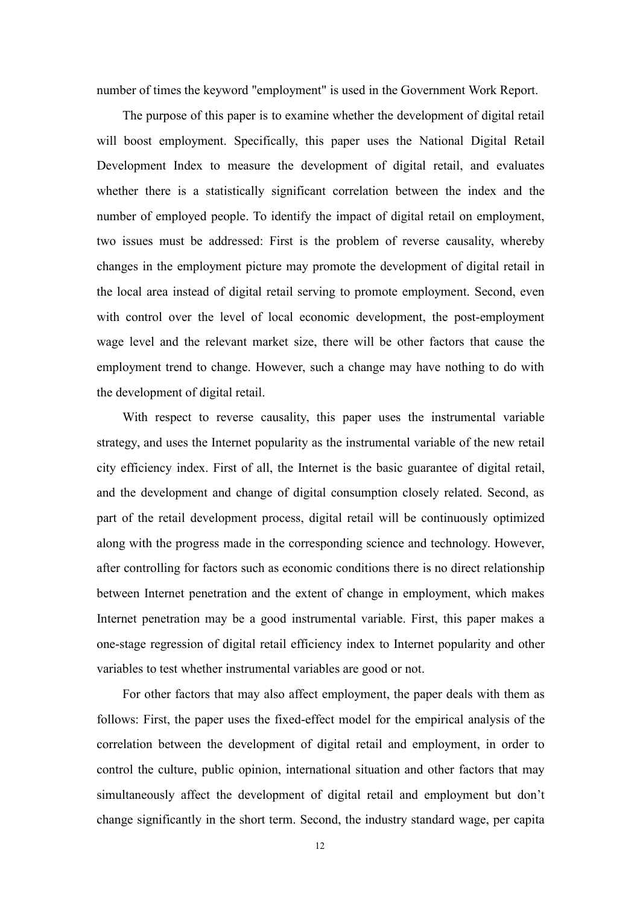number of times the keyword "employment" is used in the Government Work Report.

The purpose of this paper is to examine whether the development of digital retail will boost employment. Specifically, this paper uses the National Digital Retail Development Index to measure the development of digital retail, and evaluates whether there is a statistically significant correlation between the index and the number of employed people. To identify the impact of digital retail on employment, two issues must be addressed: First is the problem of reverse causality, whereby changes in the employment picture may promote the development of digital retail in the local area instead of digital retail serving to promote employment. Second, even with control over the level of local economic development, the post-employment wage level and the relevant market size, there will be other factors that cause the employment trend to change. However, such a change may have nothing to do with the development of digital retail.

With respect to reverse causality, this paper uses the instrumental variable strategy, and uses the Internet popularity as the instrumental variable of the new retail city efficiency index. First of all, the Internet is the basic guarantee of digital retail, and the development and change of digital consumption closely related. Second, as part of the retail development process, digital retail will be continuously optimized along with the progress made in the corresponding science and technology. However, after controlling for factors such as economic conditions there is no direct relationship between Internet penetration and the extent of change in employment, which makes Internet penetration may be a good instrumental variable. First, this paper makes a one-stage regression of digital retail efficiency index to Internet popularity and other variables to test whether instrumental variables are good or not.

For other factors that may also affect employment, the paper deals with them as follows: First, the paper uses the fixed-effect model for the empirical analysis of the correlation between the development of digital retail and employment, in order to control the culture, public opinion, international situation and other factors that may simultaneously affect the development of digital retail and employment but don't change significantly in the short term. Second, the industry standard wage, per capita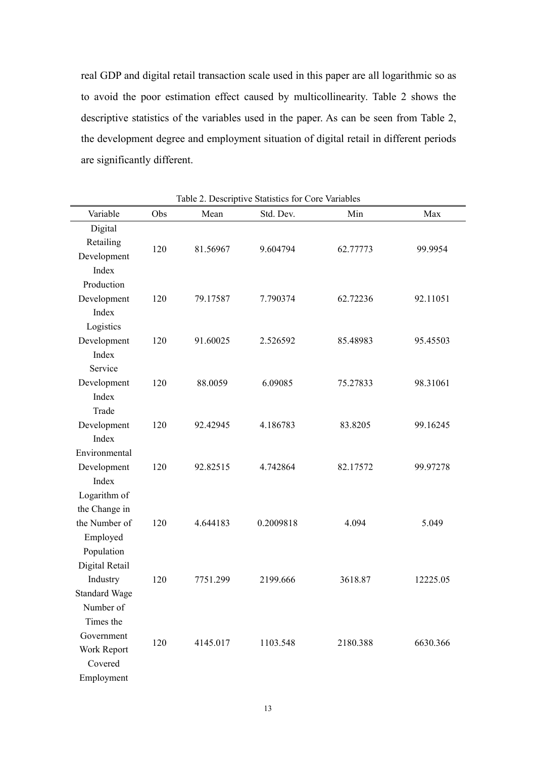real GDP and digital retail transaction scale used in this paper are all logarithmic so as to avoid the poor estimation effect caused by multicollinearity. Table 2 shows the descriptive statistics of the variables used in the paper. As can be seen from Table 2, the development degree and employment situation of digital retail in different periods are significantly different.

Table 2. Descriptive Statistics for Core Variables

| Variable | Obs | Mean | Std. Dev. | Min | Max |
|---|---|---|---|---|---|
| Digital Retailing Development Index | 120 | 81.56967 | 9.604794 | 62.77773 | 99.9954 |
| Production Development Index | 120 | 79.17587 | 7.790374 | 62.72236 | 92.11051 |
| Logistics Development Index | 120 | 91.60025 | 2.526592 | 85.48983 | 95.45503 |
| Service Development Index | 120 | 88.0059 | 6.09085 | 75.27833 | 98.31061 |
| Trade Development Index | 120 | 92.42945 | 4.186783 | 83.8205 | 99.16245 |
| Environmental Development Index | 120 | 92.82515 | 4.742864 | 82.17572 | 99.97278 |
| Logarithm of the Change in the Number of Employed Population | 120 | 4.644183 | 0.2009818 | 4.094 | 5.049 |
| Digital Retail Industry Standard Wage | 120 | 7751.299 | 2199.666 | 3618.87 | 12225.05 |
| Number of Times the Government Work Report Covered Employment | 120 | 4145.017 | 1103.548 | 2180.388 | 6630.366 |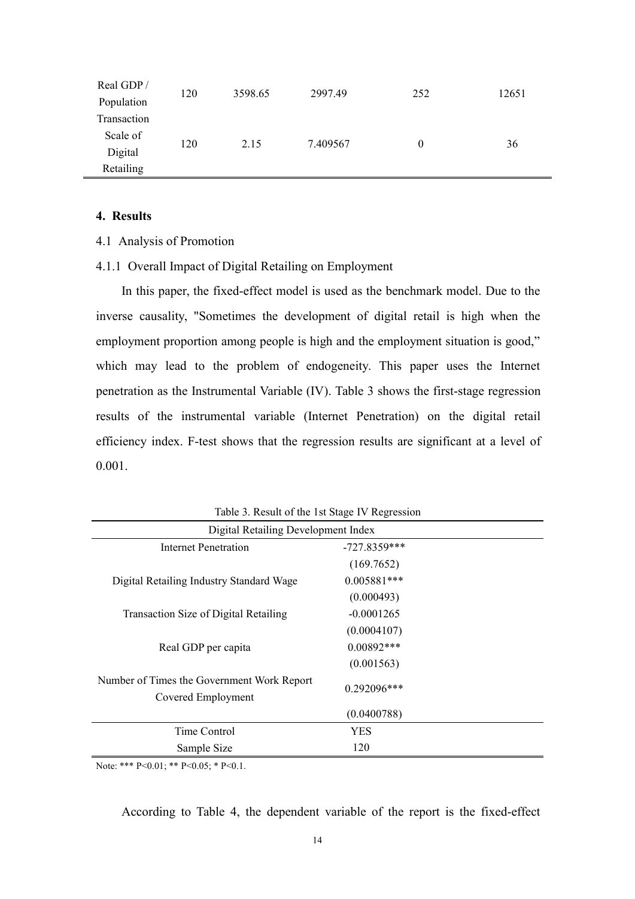| Real GDP / Population | 120 | 3598.65 | 2997.49 | 252 | 12651 |
|---|---|---|---|---|---|
| Transaction Scale of Digital Retailing | 120 | 2.15 | 7.409567 | 0 | 36 |

## 4. Results

### 4.1 Analysis of Promotion

#### 4.1.1 Overall Impact of Digital Retailing on Employment

In this paper, the fixed-effect model is used as the benchmark model. Due to the inverse causality, "Sometimes the development of digital retail is high when the employment proportion among people is high and the employment situation is good," which may lead to the problem of endogeneity. This paper uses the Internet penetration as the Instrumental Variable (IV). Table 3 shows the first-stage regression results of the instrumental variable (Internet Penetration) on the digital retail efficiency index. F-test shows that the regression results are significant at a level of 0.001.

Table 3. Result of the 1st Stage IV Regression

| | Digital Retailing Development Index |
|---|---|
| Internet Penetration | -727.8359*** |
| | (169.7652) |
| Digital Retailing Industry Standard Wage | 0.005881*** |
| | (0.000493) |
| Transaction Size of Digital Retailing | -0.0001265 |
| | (0.0004107) |
| Real GDP per capita | 0.00892*** |
| | (0.001563) |
| Number of Times the Government Work Report Covered Employment | 0.292096*** |
| | (0.0400788) |
| Time Control | YES |
| Sample Size | 120 |

Note: *** P<0.01; ** P<0.05; * P<0.1.

According to Table 4, the dependent variable of the report is the fixed-effect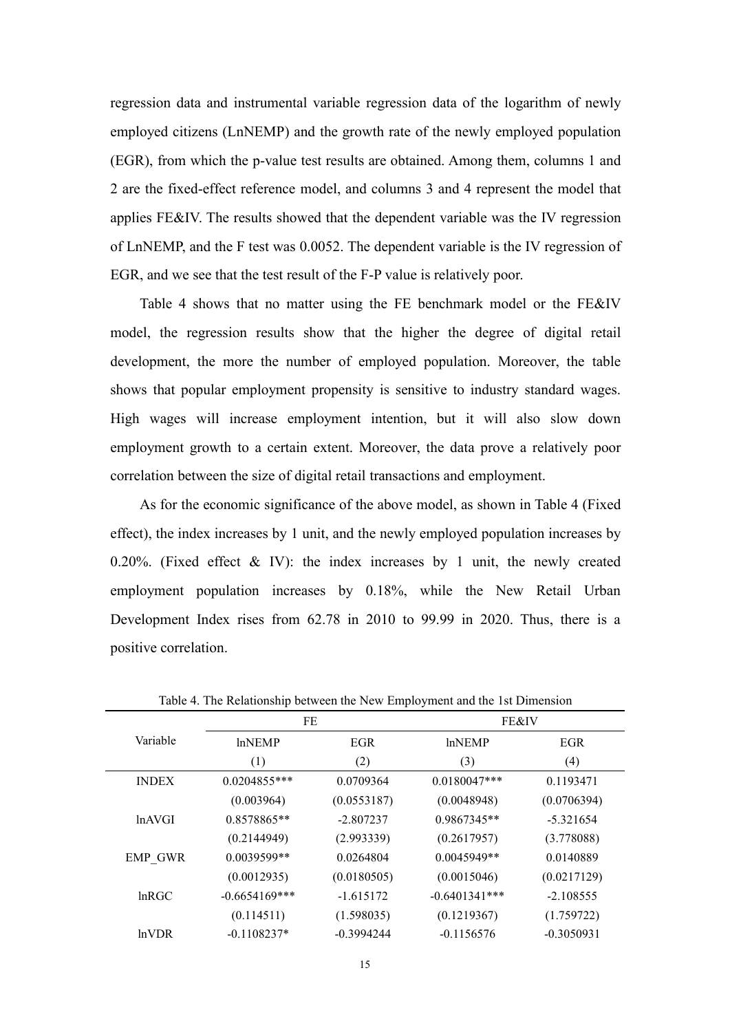regression data and instrumental variable regression data of the logarithm of newly employed citizens (LnNEMP) and the growth rate of the newly employed population (EGR), from which the p-value test results are obtained. Among them, columns 1 and 2 are the fixed-effect reference model, and columns 3 and 4 represent the model that applies FE&IV. The results showed that the dependent variable was the IV regression of LnNEMP, and the F test was 0.0052. The dependent variable is the IV regression of EGR, and we see that the test result of the F-P value is relatively poor.

Table 4 shows that no matter using the FE benchmark model or the FE&IV model, the regression results show that the higher the degree of digital retail development, the more the number of employed population. Moreover, the table shows that popular employment propensity is sensitive to industry standard wages. High wages will increase employment intention, but it will also slow down employment growth to a certain extent. Moreover, the data prove a relatively poor correlation between the size of digital retail transactions and employment.

As for the economic significance of the above model, as shown in Table 4 (Fixed effect), the index increases by 1 unit, and the newly employed population increases by 0.20%. (Fixed effect & IV): the index increases by 1 unit, the newly created employment population increases by 0.18%, while the New Retail Urban Development Index rises from 62.78 in 2010 to 99.99 in 2020. Thus, there is a positive correlation.

Table 4. The Relationship between the New Employment and the 1st Dimension

| Variable | FE | | FE&IV | |
|---|---|---|---|---|
| | lnNEMP | EGR | lnNEMP | EGR |
| | (1) | (2) | (3) | (4) |
| INDEX | 0.0204855*** | 0.0709364 | 0.0180047*** | 0.1193471 |
| | (0.003964) | (0.0553187) | (0.0048948) | (0.0706394) |
| lnAVGI | 0.8578865** | -2.807237 | 0.9867345** | -5.321654 |
| | (0.2144949) | (2.993339) | (0.2617957) | (3.778088) |
| EMP_GWR | 0.0039599** | 0.0264804 | 0.0045949** | 0.0140889 |
| | (0.0012935) | (0.0180505) | (0.0015046) | (0.0217129) |
| lnRGC | -0.6654169*** | -1.615172 | -0.6401341*** | -2.108555 |
| | (0.114511) | (1.598035) | (0.1219367) | (1.759722) |
| lnVDR | -0.1108237* | -0.3994244 | -0.1156576 | -0.3050931 |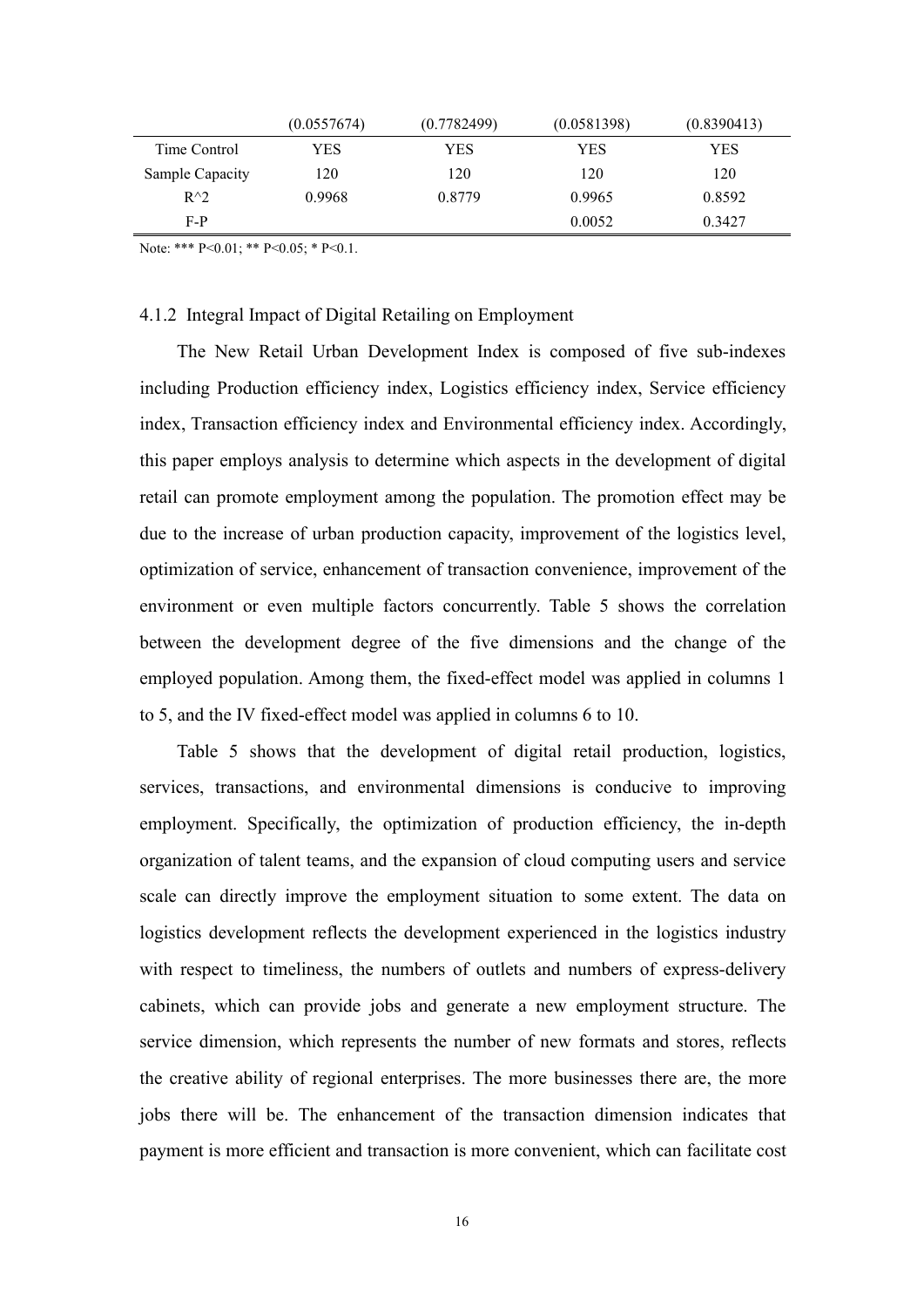| | (0.0557674) | (0.7782499) | (0.0581398) | (0.8390413) |
|---|---|---|---|---|
| Time Control | YES | YES | YES | YES |
| Sample Capacity | 120 | 120 | 120 | 120 |
| R^2 | 0.9968 | 0.8779 | 0.9965 | 0.8592 |
| F-P | | | 0.0052 | 0.3427 |

Note: *** P<0.01; ** P<0.05; * P<0.1.

### 4.1.2 Integral Impact of Digital Retailing on Employment

The New Retail Urban Development Index is composed of five sub-indexes including Production efficiency index, Logistics efficiency index, Service efficiency index, Transaction efficiency index and Environmental efficiency index. Accordingly, this paper employs analysis to determine which aspects in the development of digital retail can promote employment among the population. The promotion effect may be due to the increase of urban production capacity, improvement of the logistics level, optimization of service, enhancement of transaction convenience, improvement of the environment or even multiple factors concurrently. Table 5 shows the correlation between the development degree of the five dimensions and the change of the employed population. Among them, the fixed-effect model was applied in columns 1 to 5, and the IV fixed-effect model was applied in columns 6 to 10.

Table 5 shows that the development of digital retail production, logistics, services, transactions, and environmental dimensions is conducive to improving employment. Specifically, the optimization of production efficiency, the in-depth organization of talent teams, and the expansion of cloud computing users and service scale can directly improve the employment situation to some extent. The data on logistics development reflects the development experienced in the logistics industry with respect to timeliness, the numbers of outlets and numbers of express-delivery cabinets, which can provide jobs and generate a new employment structure. The service dimension, which represents the number of new formats and stores, reflects the creative ability of regional enterprises. The more businesses there are, the more jobs there will be. The enhancement of the transaction dimension indicates that payment is more efficient and transaction is more convenient, which can facilitate cost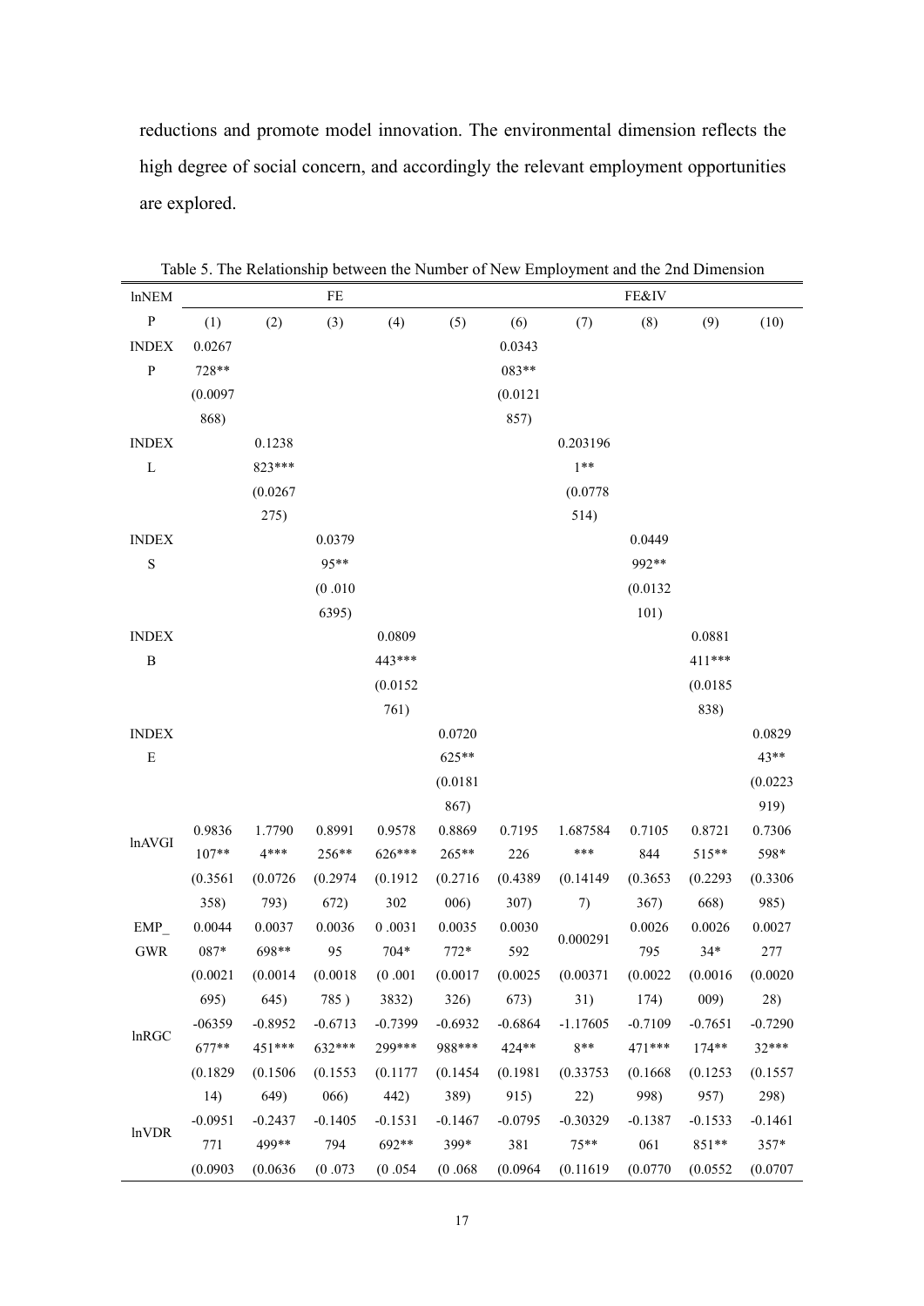reductions and promote model innovation. The environmental dimension reflects the high degree of social concern, and accordingly the relevant employment opportunities are explored.

Table 5. The Relationship between the Number of New Employment and the 2nd Dimension

| lnNEM | FE | | | | | FE&IV | | | | |
|---|---|---|---|---|---|---|---|---|---|---|
| P | (1) | (2) | (3) | (4) | (5) | (6) | (7) | (8) | (9) | (10) |
| INDEXP | 0.0267728** | | | | | 0.0343083** | | | | |
| | (0.0097868) | | | | | (0.0121857) | | | | |
| INDEXL | | 0.1238823*** | | | | | 0.2031961** | | | |
| | | (0.0267275) | | | | | (0.0778514) | | | |
| INDEXS | | | 0.037995** | | | | | 0.0449992** | | |
| | | | (0 .0106395) | | | | | (0.0132101) | | |
| INDEXB | | | | 0.0809443*** | | | | | 0.0881411*** | |
| | | | | (0.0152761) | | | | | (0.0185838) | |
| INDEXE | | | | | 0.0720625** | | | | | 0.082943** |
| | | | | | (0.0181867) | | | | | (0.0223919) |
| lnAVGI | 0.9836107** | 1.77904*** | 0.8991256** | 0.9578626*** | 0.8869265** | 0.7195226 | 1.687584*** | 0.7105844 | 0.8721515** | 0.7306598* |
| | (0.3561358) | (0.0726793) | (0.2974672) | (0.1912302 | (0.2716006) | (0.4389307) | (0.141497) | (0.3653367) | (0.2293668) | (0.3306985) |
| EMP_GWR | 0.0044087* | 0.0037698** | 0.003695 | 0 .0031704* | 0.0035772* | 0.0030592 | 0.000291 | 0.0026795 | 0.002634* | 0.0027277 |
| | (0.0021695) | (0.0014645) | (0.0018785 ) | (0 .0013832) | (0.0017326) | (0.0025673) | (0.0037131) | (0.0022174) | (0.0016009) | (0.002028) |
| lnRGC | -06359677** | -0.8952451*** | -0.6713632*** | -0.7399299*** | -0.6932988*** | -0.6864424** | -1.176058** | -0.7109471*** | -0.7651174** | -0.729032*** |
| | (0.182914) | (0.1506649) | (0.1553066) | (0.1177442) | (0.1454389) | (0.1981915) | (0.3375322) | (0.1668998) | (0.1253957) | (0.1557298) |
| lnVDR | -0.0951771 | -0.2437499** | -0.1405794 | -0.1531692** | -0.1467399* | -0.0795381 | -0.3032975** | -0.1387061 | -0.1533851** | -0.1461357* |
| | (0.0903 | (0.0636 | (0 .073 | (0 .054 | (0 .068 | (0.0964 | (0.11619 | (0.0770 | (0.0552 | (0.0707 |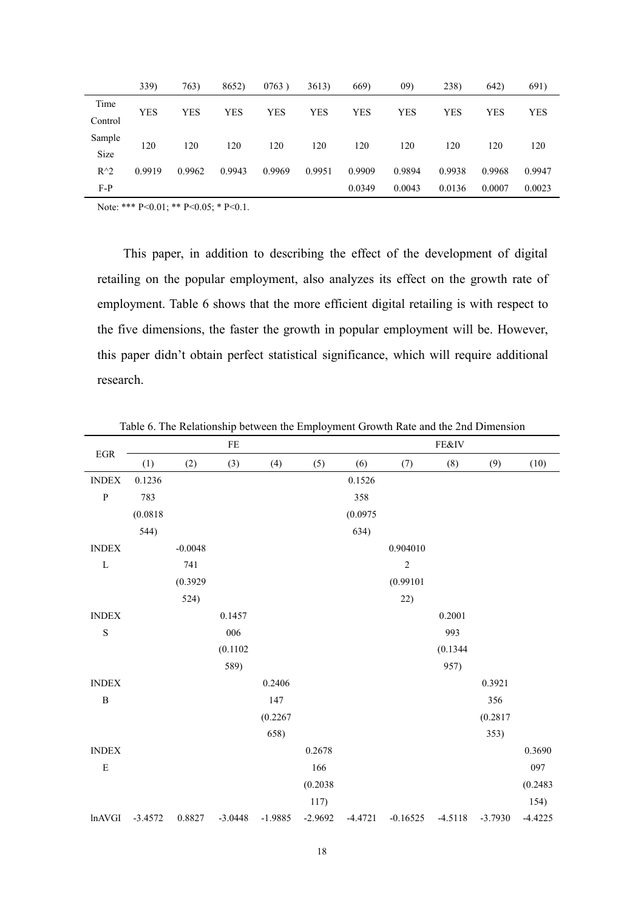| | 339) | 763) | 8652) | 0763 ) | 3613) | 669) | 09) | 238) | 642) | 691) |
|---|---|---|---|---|---|---|---|---|---|---|
| Time Control | YES | YES | YES | YES | YES | YES | YES | YES | YES | YES |
| Sample Size | 120 | 120 | 120 | 120 | 120 | 120 | 120 | 120 | 120 | 120 |
| R^2 | 0.9919 | 0.9962 | 0.9943 | 0.9969 | 0.9951 | 0.9909 | 0.9894 | 0.9938 | 0.9968 | 0.9947 |
| F-P | | | | | | 0.0349 | 0.0043 | 0.0136 | 0.0007 | 0.0023 |

Note: *** P<0.01; ** P<0.05; * P<0.1.

This paper, in addition to describing the effect of the development of digital retailing on the popular employment, also analyzes its effect on the growth rate of employment. Table 6 shows that the more efficient digital retailing is with respect to the five dimensions, the faster the growth in popular employment will be. However, this paper didn't obtain perfect statistical significance, which will require additional research.

Table 6. The Relationship between the Employment Growth Rate and the 2nd Dimension

| EGR | FE | | | | | FE&IV | | | | |
|---|---|---|---|---|---|---|---|---|---|---|
| | (1) | (2) | (3) | (4) | (5) | (6) | (7) | (8) | (9) | (10) |
| INDEXP | 0.1236783 (0.0818544) | | | | | 0.1526358 (0.0975634) | | | | |
| INDEXL | | -0.0048741 (0.3929524) | | | | | 0.9040102 (0.9910122) | | | |
| INDEXS | | | 0.1457006 (0.1102589) | | | | | 0.2001993 (0.1344957) | | |
| INDEXB | | | | 0.2406147 (0.2267658) | | | | | 0.3921356 (0.2817353) | |
| INDEXE | | | | | 0.2678166 (0.2038117) | | | | | 0.3690097 (0.2483154) |
| lnAVGI | -3.4572 | 0.8827 | -3.0448 | -1.9885 | -2.9692 | -4.4721 | -0.16525 | -4.5118 | -3.7930 | -4.4225 |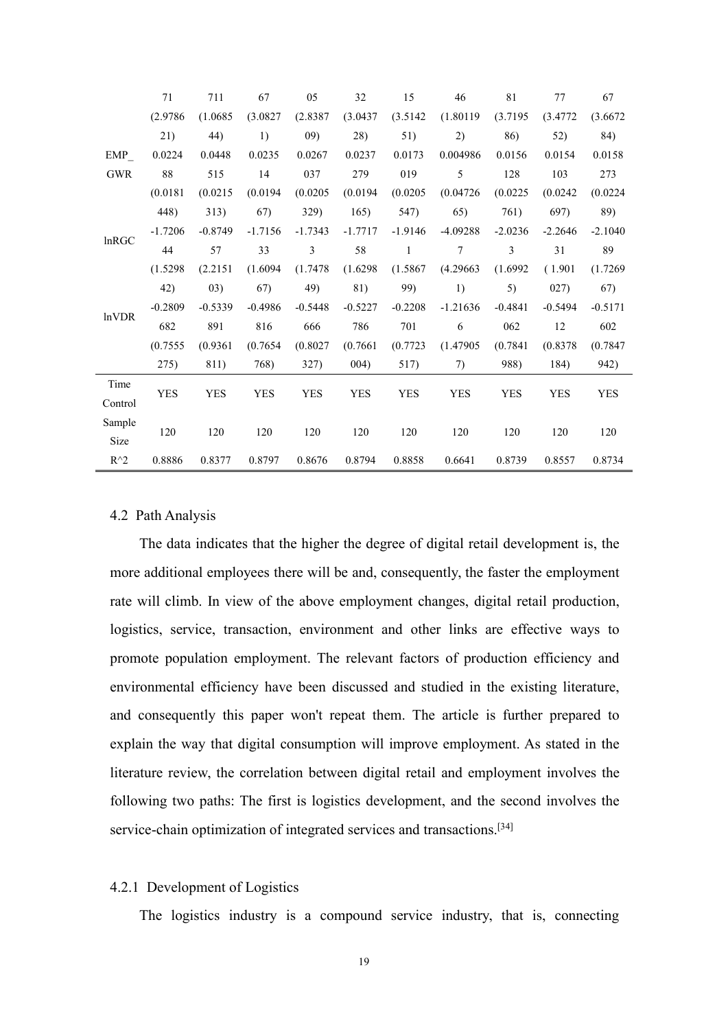| | | | | | | | | | | |
|---|---|---|---|---|---|---|---|---|---|---|
| | 71 | 711 | 67 | 05 | 32 | 15 | 46 | 81 | 77 | 67 |
| | (2.978621) | (1.068544) | (3.08271) | (2.838709) | (3.043728) | (3.514251) | (1.801192) | (3.719586) | (3.477252) | (3.667284) |
| EMP_GWR | 0.022488 | 0.0448515 | 0.023514 | 0.0267037 | 0.0237279 | 0.0173019 | 0.0049865 | 0.0156128 | 0.0154103 | 0.0158273 |
| | (0.0181448) | (0.0215313) | (0.019467) | (0.0205329) | (0.0194165) | (0.0205547) | (0.0472665) | (0.0225761) | (0.0242697) | (0.022489) |
| lnRGC | -1.720644 | -0.874957 | -1.715633 | -1.73433 | -1.771758 | -1.91461 | -4.092887 | -2.02363 | -2.264631 | -2.104089 |
| | (1.529842) | (2.215103) | (1.609467) | (1.747849) | (1.629881) | (1.586799) | (4.296631) | (1.69925) | ( 1.901027) | (1.726967) |
| lnVDR | -0.2809682 | -0.5339891 | -0.4986816 | -0.5448666 | -0.5227786 | -0.2208701 | -1.216366 | -0.4841062 | -0.549412 | -0.5171602 |
| | (0.7555275) | (0.9361811) | (0.7654768) | (0.8027327) | (0.7661004) | (0.7723517) | (1.479057) | (0.7841988) | (0.8378184) | (0.7847942) |
| Time Control | YES | YES | YES | YES | YES | YES | YES | YES | YES | YES |
| Sample Size | 120 | 120 | 120 | 120 | 120 | 120 | 120 | 120 | 120 | 120 |
| $R^2$ | 0.8886 | 0.8377 | 0.8797 | 0.8676 | 0.8794 | 0.8858 | 0.6641 | 0.8739 | 0.8557 | 0.8734 |

### 4.2 Path Analysis

The data indicates that the higher the degree of digital retail development is, the more additional employees there will be and, consequently, the faster the employment rate will climb. In view of the above employment changes, digital retail production, logistics, service, transaction, environment and other links are effective ways to promote population employment. The relevant factors of production efficiency and environmental efficiency have been discussed and studied in the existing literature, and consequently this paper won't repeat them. The article is further prepared to explain the way that digital consumption will improve employment. As stated in the literature review, the correlation between digital retail and employment involves the following two paths: The first is logistics development, and the second involves the service-chain optimization of integrated services and transactions.[34]

#### 4.2.1 Development of Logistics

The logistics industry is a compound service industry, that is, connecting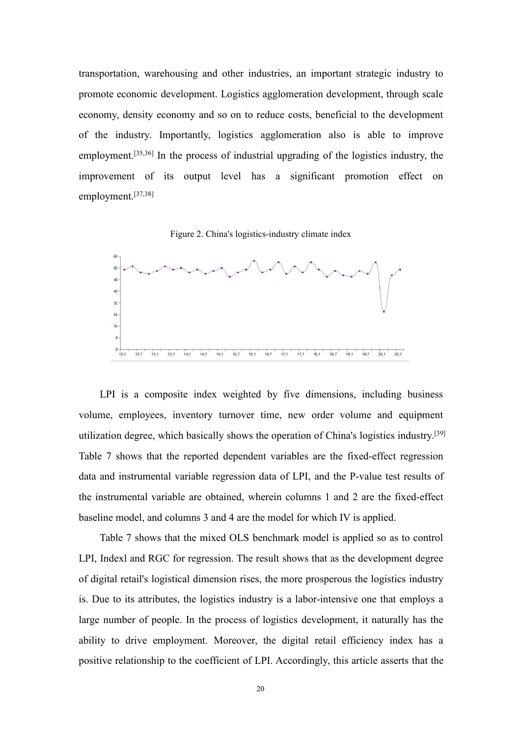transportation, warehousing and other industries, an important strategic industry to promote economic development. Logistics agglomeration development, through scale economy, density economy and so on to reduce costs, beneficial to the development of the industry. Importantly, logistics agglomeration also is able to improve employment.[35,36] In the process of industrial upgrading of the logistics industry, the improvement of its output level has a significant promotion effect on employment.[37,38]

Figure 2. China's logistics-industry climate index

LPI is a composite index weighted by five dimensions, including business volume, employees, inventory turnover time, new order volume and equipment utilization degree, which basically shows the operation of China's logistics industry.[39] Table 7 shows that the reported dependent variables are the fixed-effect regression data and instrumental variable regression data of LPI, and the P-value test results of the instrumental variable are obtained, wherein columns 1 and 2 are the fixed-effect baseline model, and columns 3 and 4 are the model for which IV is applied.

Table 7 shows that the mixed OLS benchmark model is applied so as to control LPI, Indexl and RGC for regression. The result shows that as the development degree of digital retail's logistical dimension rises, the more prosperous the logistics industry is. Due to its attributes, the logistics industry is a labor-intensive one that employs a large number of people. In the process of logistics development, it naturally has the ability to drive employment. Moreover, the digital retail efficiency index has a positive relationship to the coefficient of LPI. Accordingly, this article asserts that the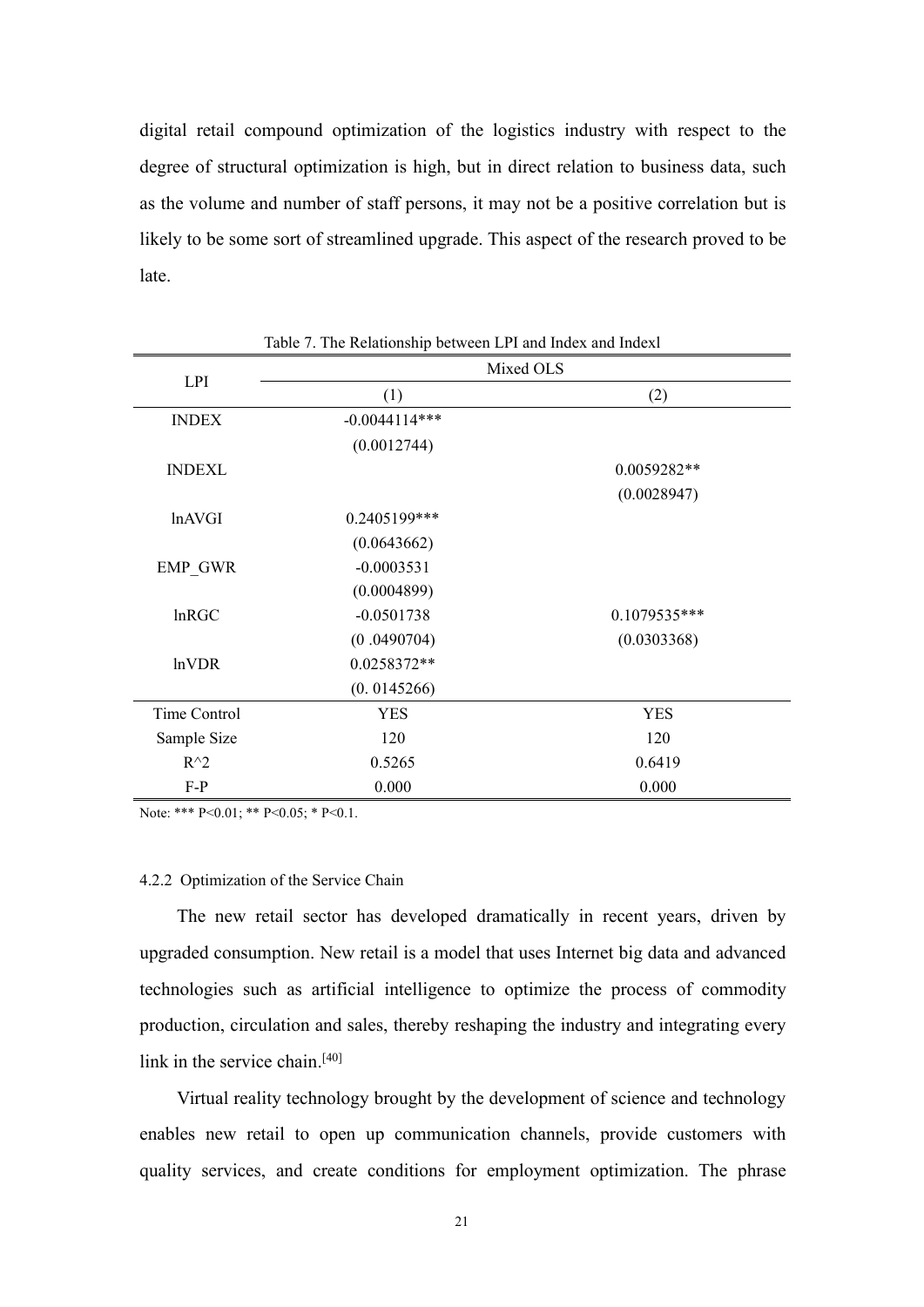digital retail compound optimization of the logistics industry with respect to the degree of structural optimization is high, but in direct relation to business data, such as the volume and number of staff persons, it may not be a positive correlation but is likely to be some sort of streamlined upgrade. This aspect of the research proved to be late.

Table 7. The Relationship between LPI and Index and Indexl

| LPI | Mixed OLS | |
|---|---|---|
| | (1) | (2) |
| INDEX | -0.0044114*** | |
| | (0.0012744) | |
| INDEXL | | 0.0059282** |
| | | (0.0028947) |
| lnAVGI | 0.2405199*** | |
| | (0.0643662) | |
| EMP_GWR | -0.0003531 | |
| | (0.0004899) | |
| lnRGC | -0.0501738 | 0.1079535*** |
| | (0 .0490704) | (0.0303368) |
| lnVDR | 0.0258372** | |
| | (0. 0145266) | |
| Time Control | YES | YES |
| Sample Size | 120 | 120 |
| R^2 | 0.5265 | 0.6419 |
| F-P | 0.000 | 0.000 |

Note: *** P<0.01; ** P<0.05; * P<0.1.

#### 4.2.2 Optimization of the Service Chain

The new retail sector has developed dramatically in recent years, driven by upgraded consumption. New retail is a model that uses Internet big data and advanced technologies such as artificial intelligence to optimize the process of commodity production, circulation and sales, thereby reshaping the industry and integrating every link in the service chain.[40]

Virtual reality technology brought by the development of science and technology enables new retail to open up communication channels, provide customers with quality services, and create conditions for employment optimization. The phrase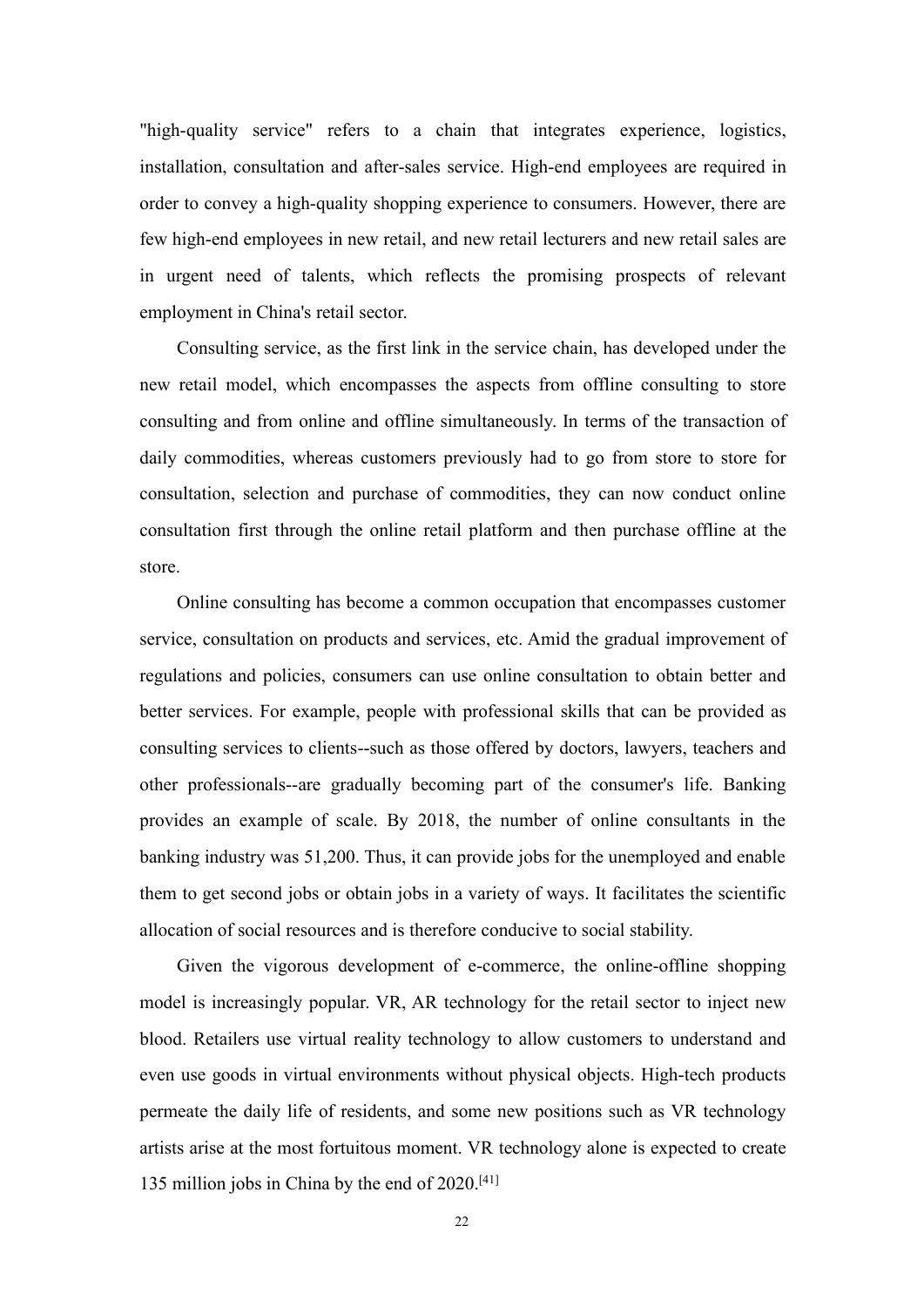"high-quality service" refers to a chain that integrates experience, logistics, installation, consultation and after-sales service. High-end employees are required in order to convey a high-quality shopping experience to consumers. However, there are few high-end employees in new retail, and new retail lecturers and new retail sales are in urgent need of talents, which reflects the promising prospects of relevant employment in China's retail sector.

Consulting service, as the first link in the service chain, has developed under the new retail model, which encompasses the aspects from offline consulting to store consulting and from online and offline simultaneously. In terms of the transaction of daily commodities, whereas customers previously had to go from store to store for consultation, selection and purchase of commodities, they can now conduct online consultation first through the online retail platform and then purchase offline at the store.

Online consulting has become a common occupation that encompasses customer service, consultation on products and services, etc. Amid the gradual improvement of regulations and policies, consumers can use online consultation to obtain better and better services. For example, people with professional skills that can be provided as consulting services to clients--such as those offered by doctors, lawyers, teachers and other professionals--are gradually becoming part of the consumer's life. Banking provides an example of scale. By 2018, the number of online consultants in the banking industry was 51,200. Thus, it can provide jobs for the unemployed and enable them to get second jobs or obtain jobs in a variety of ways. It facilitates the scientific allocation of social resources and is therefore conducive to social stability.

Given the vigorous development of e-commerce, the online-offline shopping model is increasingly popular. VR, AR technology for the retail sector to inject new blood. Retailers use virtual reality technology to allow customers to understand and even use goods in virtual environments without physical objects. High-tech products permeate the daily life of residents, and some new positions such as VR technology artists arise at the most fortuitous moment. VR technology alone is expected to create 135 million jobs in China by the end of 2020.[41]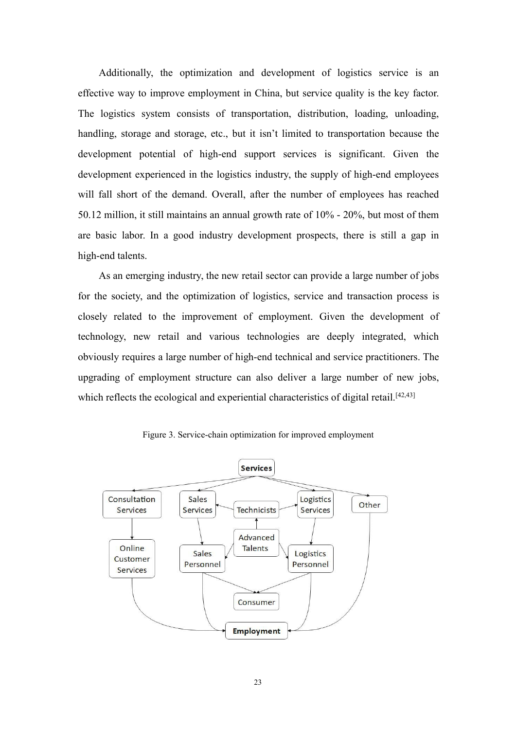Additionally, the optimization and development of logistics service is an effective way to improve employment in China, but service quality is the key factor. The logistics system consists of transportation, distribution, loading, unloading, handling, storage and storage, etc., but it isn't limited to transportation because the development potential of high-end support services is significant. Given the development experienced in the logistics industry, the supply of high-end employees will fall short of the demand. Overall, after the number of employees has reached 50.12 million, it still maintains an annual growth rate of 10% - 20%, but most of them are basic labor. In a good industry development prospects, there is still a gap in high-end talents.

As an emerging industry, the new retail sector can provide a large number of jobs for the society, and the optimization of logistics, service and transaction process is closely related to the improvement of employment. Given the development of technology, new retail and various technologies are deeply integrated, which obviously requires a large number of high-end technical and service practitioners. The upgrading of employment structure can also deliver a large number of new jobs, which reflects the ecological and experiential characteristics of digital retail.[42,43]

Figure 3. Service-chain optimization for improved employment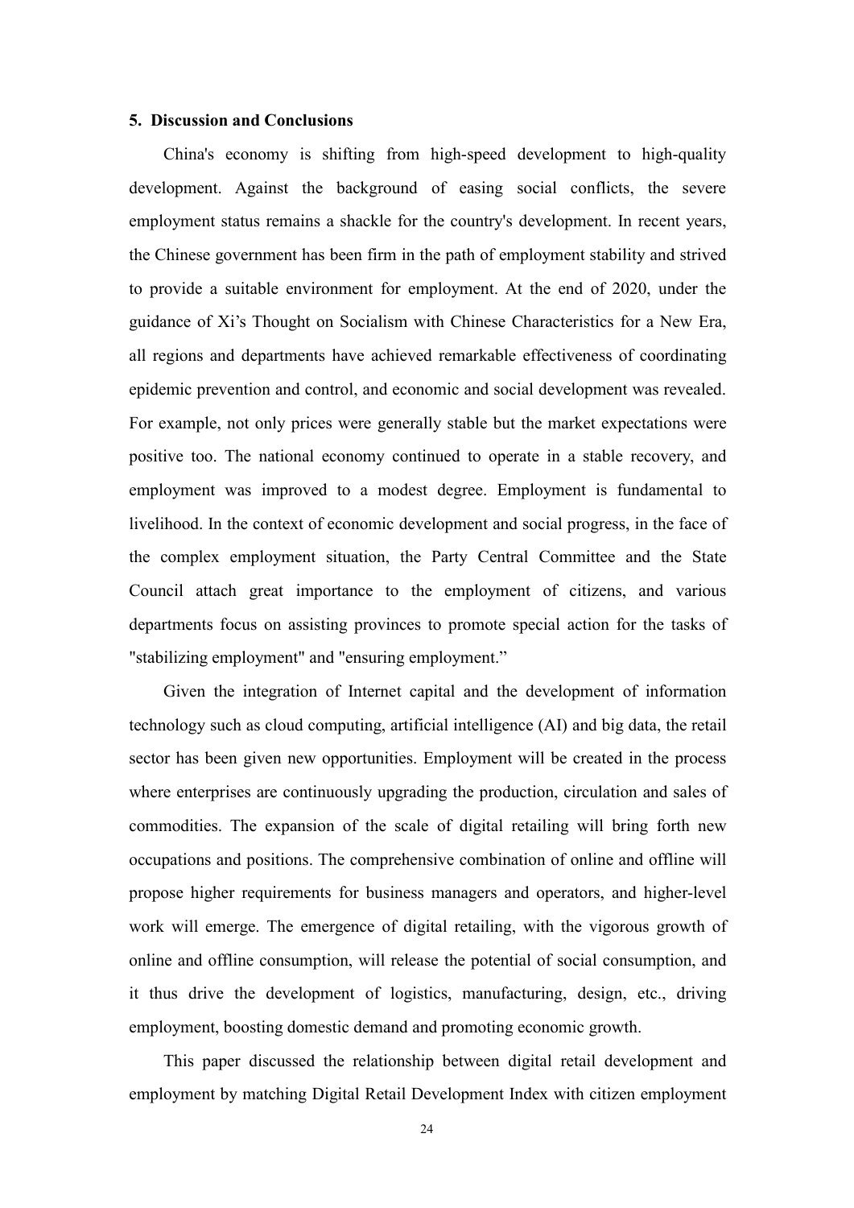## 5. Discussion and Conclusions

China's economy is shifting from high-speed development to high-quality development. Against the background of easing social conflicts, the severe employment status remains a shackle for the country's development. In recent years, the Chinese government has been firm in the path of employment stability and strived to provide a suitable environment for employment. At the end of 2020, under the guidance of Xi's Thought on Socialism with Chinese Characteristics for a New Era, all regions and departments have achieved remarkable effectiveness of coordinating epidemic prevention and control, and economic and social development was revealed. For example, not only prices were generally stable but the market expectations were positive too. The national economy continued to operate in a stable recovery, and employment was improved to a modest degree. Employment is fundamental to livelihood. In the context of economic development and social progress, in the face of the complex employment situation, the Party Central Committee and the State Council attach great importance to the employment of citizens, and various departments focus on assisting provinces to promote special action for the tasks of "stabilizing employment" and "ensuring employment."

Given the integration of Internet capital and the development of information technology such as cloud computing, artificial intelligence (AI) and big data, the retail sector has been given new opportunities. Employment will be created in the process where enterprises are continuously upgrading the production, circulation and sales of commodities. The expansion of the scale of digital retailing will bring forth new occupations and positions. The comprehensive combination of online and offline will propose higher requirements for business managers and operators, and higher-level work will emerge. The emergence of digital retailing, with the vigorous growth of online and offline consumption, will release the potential of social consumption, and it thus drive the development of logistics, manufacturing, design, etc., driving employment, boosting domestic demand and promoting economic growth.

This paper discussed the relationship between digital retail development and employment by matching Digital Retail Development Index with citizen employment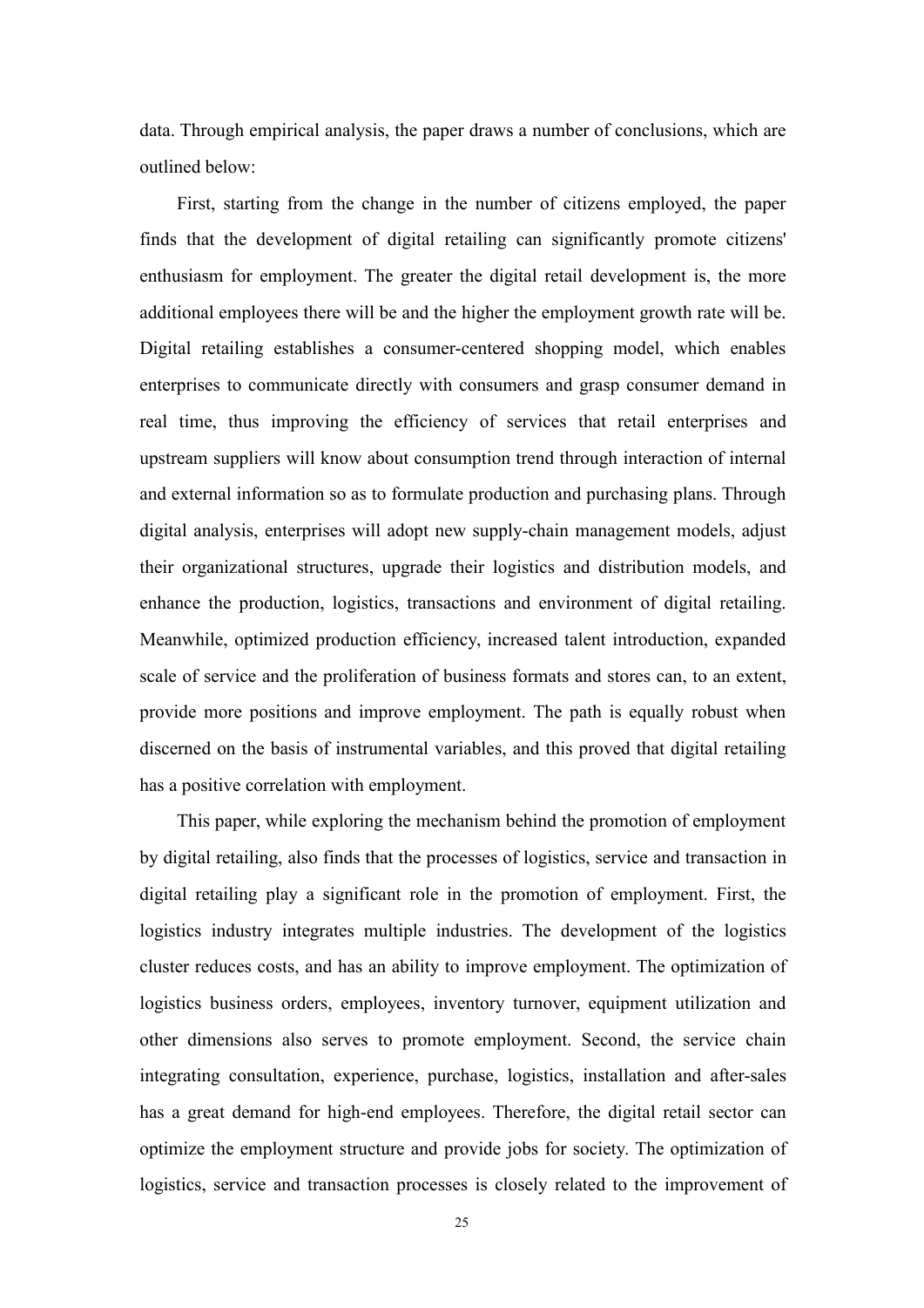data. Through empirical analysis, the paper draws a number of conclusions, which are outlined below:

First, starting from the change in the number of citizens employed, the paper finds that the development of digital retailing can significantly promote citizens' enthusiasm for employment. The greater the digital retail development is, the more additional employees there will be and the higher the employment growth rate will be. Digital retailing establishes a consumer-centered shopping model, which enables enterprises to communicate directly with consumers and grasp consumer demand in real time, thus improving the efficiency of services that retail enterprises and upstream suppliers will know about consumption trend through interaction of internal and external information so as to formulate production and purchasing plans. Through digital analysis, enterprises will adopt new supply-chain management models, adjust their organizational structures, upgrade their logistics and distribution models, and enhance the production, logistics, transactions and environment of digital retailing. Meanwhile, optimized production efficiency, increased talent introduction, expanded scale of service and the proliferation of business formats and stores can, to an extent, provide more positions and improve employment. The path is equally robust when discerned on the basis of instrumental variables, and this proved that digital retailing has a positive correlation with employment.

This paper, while exploring the mechanism behind the promotion of employment by digital retailing, also finds that the processes of logistics, service and transaction in digital retailing play a significant role in the promotion of employment. First, the logistics industry integrates multiple industries. The development of the logistics cluster reduces costs, and has an ability to improve employment. The optimization of logistics business orders, employees, inventory turnover, equipment utilization and other dimensions also serves to promote employment. Second, the service chain integrating consultation, experience, purchase, logistics, installation and after-sales has a great demand for high-end employees. Therefore, the digital retail sector can optimize the employment structure and provide jobs for society. The optimization of logistics, service and transaction processes is closely related to the improvement of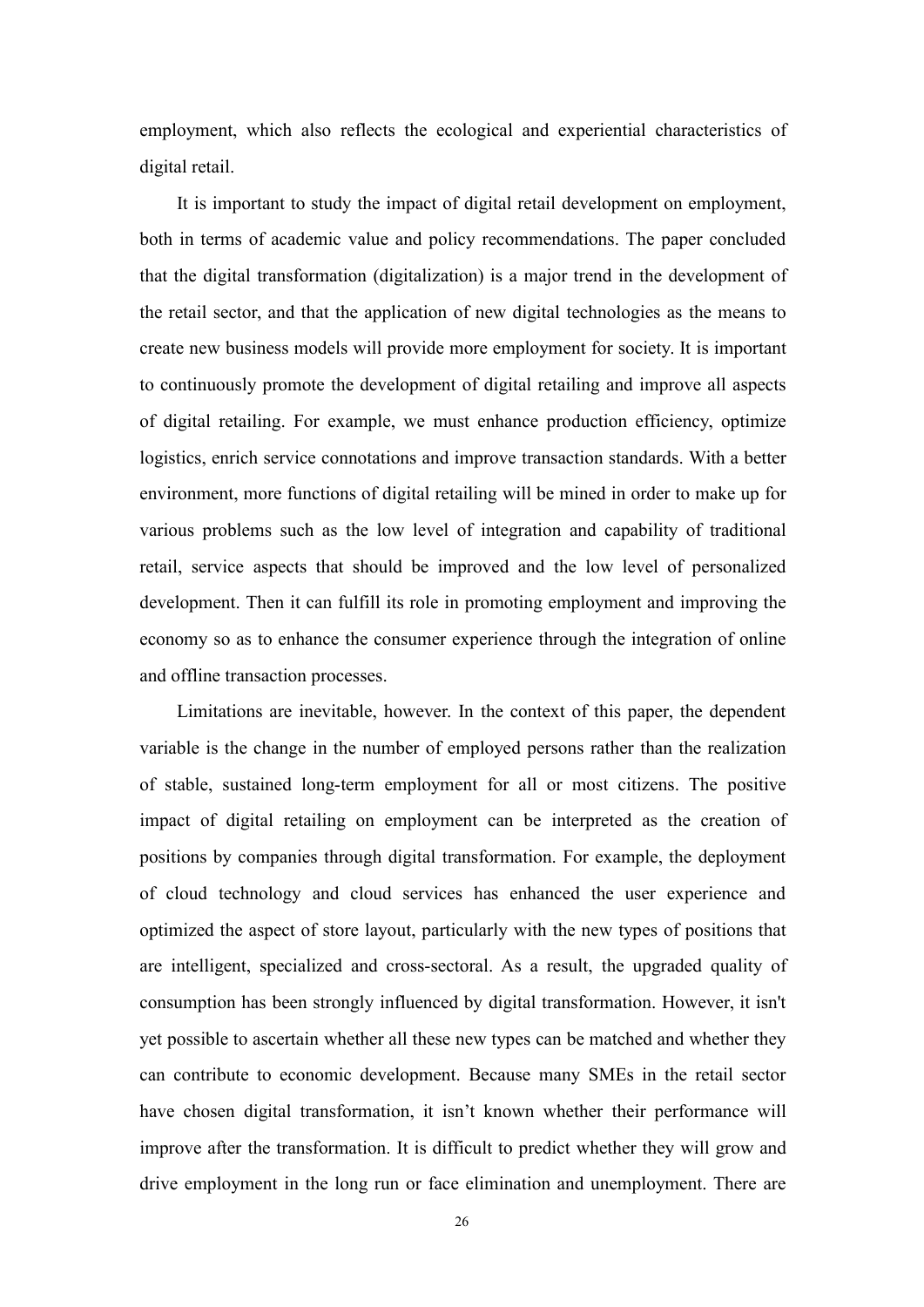employment, which also reflects the ecological and experiential characteristics of digital retail.

It is important to study the impact of digital retail development on employment, both in terms of academic value and policy recommendations. The paper concluded that the digital transformation (digitalization) is a major trend in the development of the retail sector, and that the application of new digital technologies as the means to create new business models will provide more employment for society. It is important to continuously promote the development of digital retailing and improve all aspects of digital retailing. For example, we must enhance production efficiency, optimize logistics, enrich service connotations and improve transaction standards. With a better environment, more functions of digital retailing will be mined in order to make up for various problems such as the low level of integration and capability of traditional retail, service aspects that should be improved and the low level of personalized development. Then it can fulfill its role in promoting employment and improving the economy so as to enhance the consumer experience through the integration of online and offline transaction processes.

Limitations are inevitable, however. In the context of this paper, the dependent variable is the change in the number of employed persons rather than the realization of stable, sustained long-term employment for all or most citizens. The positive impact of digital retailing on employment can be interpreted as the creation of positions by companies through digital transformation. For example, the deployment of cloud technology and cloud services has enhanced the user experience and optimized the aspect of store layout, particularly with the new types of positions that are intelligent, specialized and cross-sectoral. As a result, the upgraded quality of consumption has been strongly influenced by digital transformation. However, it isn't yet possible to ascertain whether all these new types can be matched and whether they can contribute to economic development. Because many SMEs in the retail sector have chosen digital transformation, it isn’t known whether their performance will improve after the transformation. It is difficult to predict whether they will grow and drive employment in the long run or face elimination and unemployment. There are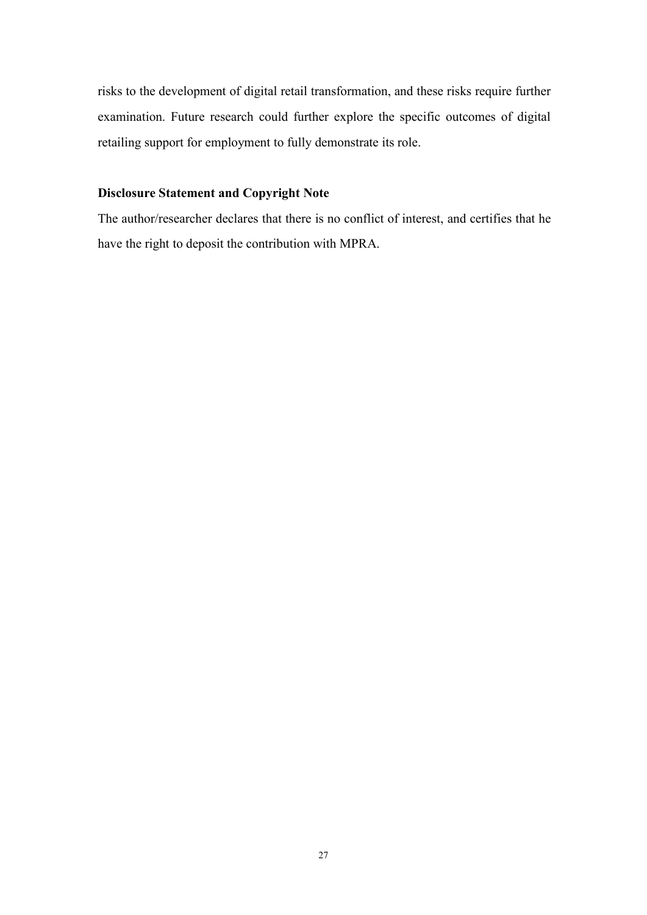risks to the development of digital retail transformation, and these risks require further examination. Future research could further explore the specific outcomes of digital retailing support for employment to fully demonstrate its role.

**Disclosure Statement and Copyright Note**

The author/researcher declares that there is no conflict of interest, and certifies that he have the right to deposit the contribution with MPRA.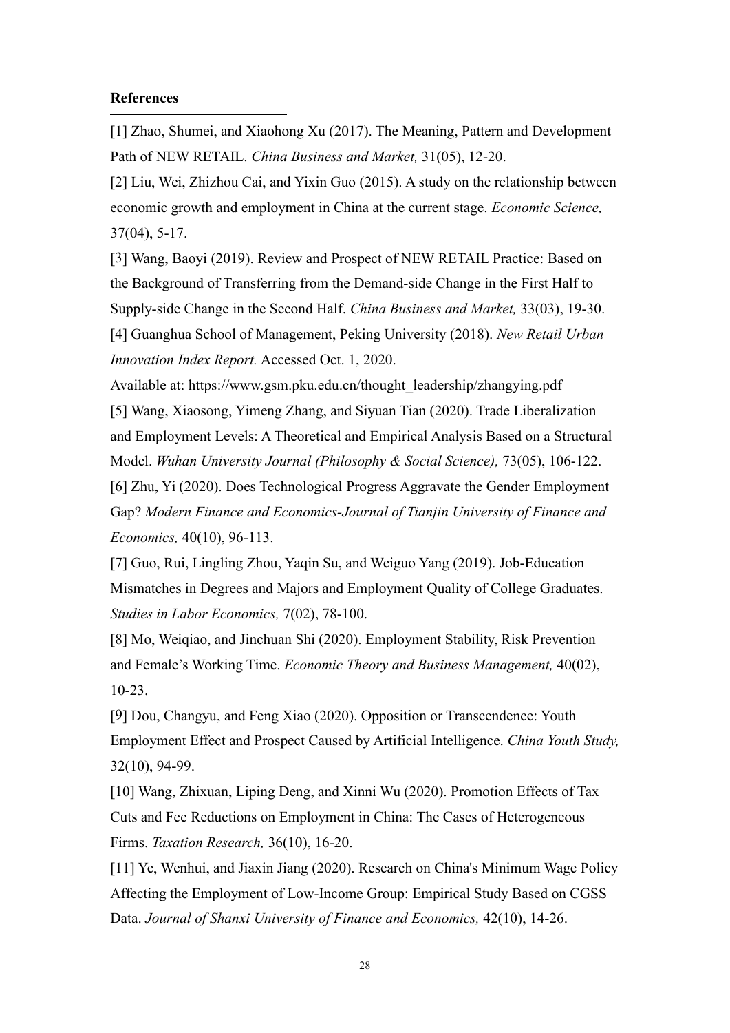**References**

[1] Zhao, Shumei, and Xiaohong Xu (2017). The Meaning, Pattern and Development Path of NEW RETAIL. *China Business and Market,* 31(05), 12-20.

[2] Liu, Wei, Zhizhou Cai, and Yixin Guo (2015). A study on the relationship between economic growth and employment in China at the current stage. *Economic Science,* 37(04), 5-17.

[3] Wang, Baoyi (2019). Review and Prospect of NEW RETAIL Practice: Based on the Background of Transferring from the Demand-side Change in the First Half to Supply-side Change in the Second Half. *China Business and Market,* 33(03), 19-30.

[4] Guanghua School of Management, Peking University (2018). *New Retail Urban Innovation Index Report.* Accessed Oct. 1, 2020.

Available at: https://www.gsm.pku.edu.cn/thought_leadership/zhangying.pdf

[5] Wang, Xiaosong, Yimeng Zhang, and Siyuan Tian (2020). Trade Liberalization and Employment Levels: A Theoretical and Empirical Analysis Based on a Structural Model. *Wuhan University Journal (Philosophy & Social Science),* 73(05), 106-122.

[6] Zhu, Yi (2020). Does Technological Progress Aggravate the Gender Employment Gap? *Modern Finance and Economics-Journal of Tianjin University of Finance and Economics,* 40(10), 96-113.

[7] Guo, Rui, Lingling Zhou, Yaqin Su, and Weiguo Yang (2019). Job-Education Mismatches in Degrees and Majors and Employment Quality of College Graduates. *Studies in Labor Economics,* 7(02), 78-100.

[8] Mo, Weiqiao, and Jinchuan Shi (2020). Employment Stability, Risk Prevention and Female's Working Time. *Economic Theory and Business Management,* 40(02), 10-23.

[9] Dou, Changyu, and Feng Xiao (2020). Opposition or Transcendence: Youth Employment Effect and Prospect Caused by Artificial Intelligence. *China Youth Study,* 32(10), 94-99.

[10] Wang, Zhixuan, Liping Deng, and Xinni Wu (2020). Promotion Effects of Tax Cuts and Fee Reductions on Employment in China: The Cases of Heterogeneous Firms. *Taxation Research,* 36(10), 16-20.

[11] Ye, Wenhui, and Jiaxin Jiang (2020). Research on China's Minimum Wage Policy Affecting the Employment of Low-Income Group: Empirical Study Based on CGSS Data. *Journal of Shanxi University of Finance and Economics,* 42(10), 14-26.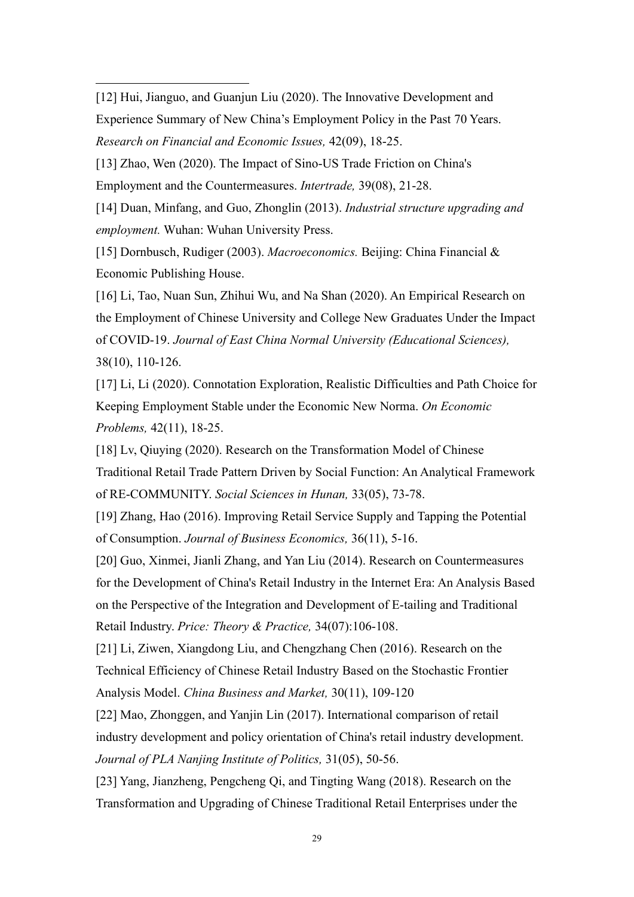[12] Hui, Jianguo, and Guanjun Liu (2020). The Innovative Development and Experience Summary of New China's Employment Policy in the Past 70 Years. *Research on Financial and Economic Issues,* 42(09), 18-25.

[13] Zhao, Wen (2020). The Impact of Sino-US Trade Friction on China's Employment and the Countermeasures. *Intertrade,* 39(08), 21-28.

[14] Duan, Minfang, and Guo, Zhonglin (2013). *Industrial structure upgrading and employment.* Wuhan: Wuhan University Press.

[15] Dornbusch, Rudiger (2003). *Macroeconomics.* Beijing: China Financial & Economic Publishing House.

[16] Li, Tao, Nuan Sun, Zhihui Wu, and Na Shan (2020). An Empirical Research on the Employment of Chinese University and College New Graduates Under the Impact of COVID-19. *Journal of East China Normal University (Educational Sciences),* 38(10), 110-126.

[17] Li, Li (2020). Connotation Exploration, Realistic Difficulties and Path Choice for Keeping Employment Stable under the Economic New Norma. *On Economic Problems,* 42(11), 18-25.

[18] Lv, Qiuying (2020). Research on the Transformation Model of Chinese Traditional Retail Trade Pattern Driven by Social Function: An Analytical Framework of RE-COMMUNITY. *Social Sciences in Hunan,* 33(05), 73-78.

[19] Zhang, Hao (2016). Improving Retail Service Supply and Tapping the Potential of Consumption. *Journal of Business Economics,* 36(11), 5-16.

[20] Guo, Xinmei, Jianli Zhang, and Yan Liu (2014). Research on Countermeasures for the Development of China's Retail Industry in the Internet Era: An Analysis Based on the Perspective of the Integration and Development of E-tailing and Traditional Retail Industry. *Price: Theory & Practice,* 34(07):106-108.

[21] Li, Ziwen, Xiangdong Liu, and Chengzhang Chen (2016). Research on the Technical Efficiency of Chinese Retail Industry Based on the Stochastic Frontier Analysis Model. *China Business and Market,* 30(11), 109-120

[22] Mao, Zhonggen, and Yanjin Lin (2017). International comparison of retail industry development and policy orientation of China's retail industry development. *Journal of PLA Nanjing Institute of Politics,* 31(05), 50-56.

[23] Yang, Jianzheng, Pengcheng Qi, and Tingting Wang (2018). Research on the Transformation and Upgrading of Chinese Traditional Retail Enterprises under the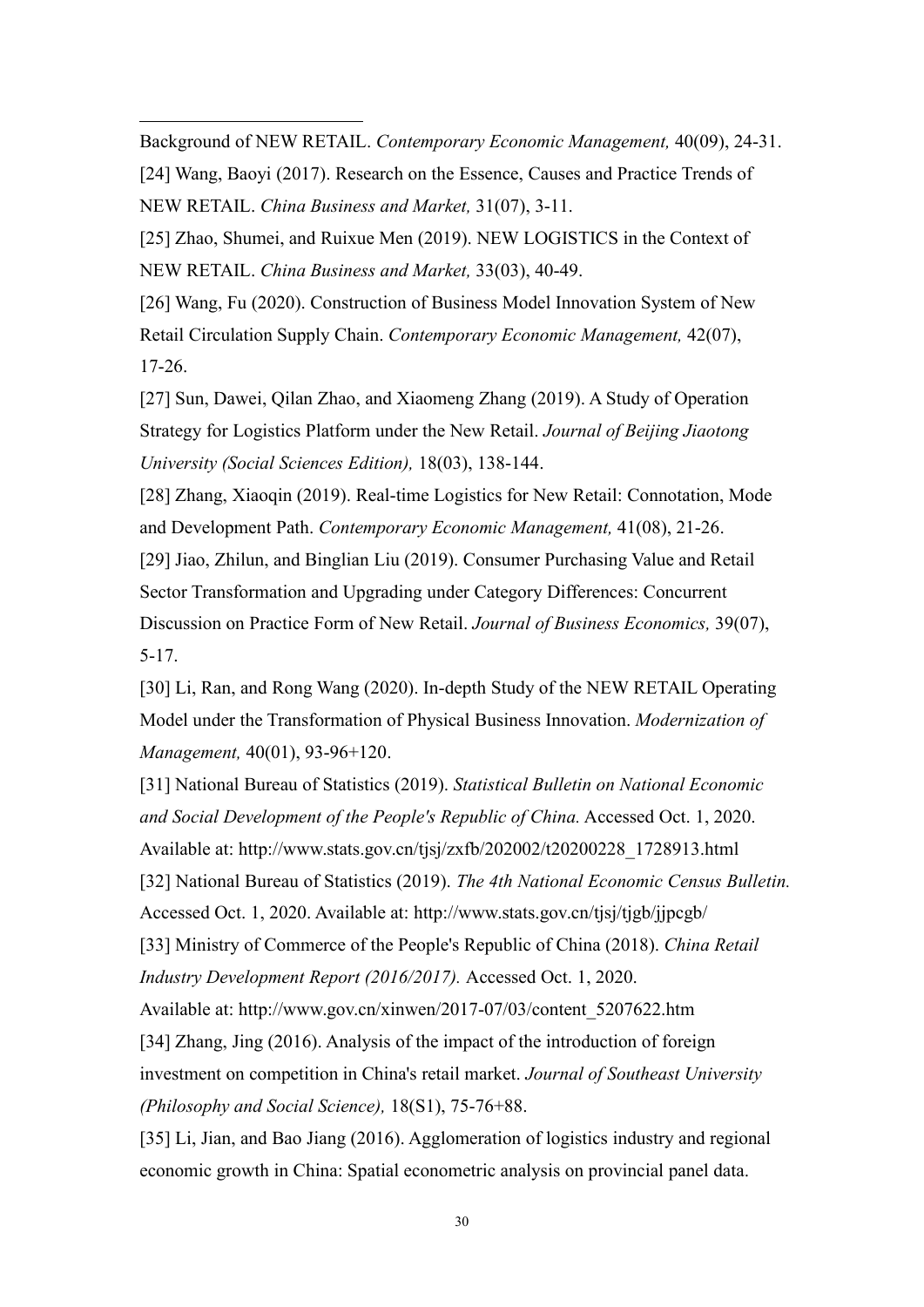Background of NEW RETAIL. *Contemporary Economic Management,* 40(09), 24-31.

[24] Wang, Baoyi (2017). Research on the Essence, Causes and Practice Trends of NEW RETAIL. *China Business and Market,* 31(07), 3-11.

[25] Zhao, Shumei, and Ruixue Men (2019). NEW LOGISTICS in the Context of NEW RETAIL. *China Business and Market,* 33(03), 40-49.

[26] Wang, Fu (2020). Construction of Business Model Innovation System of New Retail Circulation Supply Chain. *Contemporary Economic Management,* 42(07), 17-26.

[27] Sun, Dawei, Qilan Zhao, and Xiaomeng Zhang (2019). A Study of Operation Strategy for Logistics Platform under the New Retail. *Journal of Beijing Jiaotong University (Social Sciences Edition),* 18(03), 138-144.

[28] Zhang, Xiaoqin (2019). Real-time Logistics for New Retail: Connotation, Mode and Development Path. *Contemporary Economic Management,* 41(08), 21-26.

[29] Jiao, Zhilun, and Binglian Liu (2019). Consumer Purchasing Value and Retail Sector Transformation and Upgrading under Category Differences: Concurrent Discussion on Practice Form of New Retail. *Journal of Business Economics,* 39(07), 5-17.

[30] Li, Ran, and Rong Wang (2020). In-depth Study of the NEW RETAIL Operating Model under the Transformation of Physical Business Innovation. *Modernization of Management,* 40(01), 93-96+120.

[31] National Bureau of Statistics (2019). *Statistical Bulletin on National Economic and Social Development of the People's Republic of China.* Accessed Oct. 1, 2020. Available at: http://www.stats.gov.cn/tjsj/zxfb/202002/t20200228_1728913.html

[32] National Bureau of Statistics (2019). *The 4th National Economic Census Bulletin.* Accessed Oct. 1, 2020. Available at: http://www.stats.gov.cn/tjsj/tjgb/jjpcgb/

[33] Ministry of Commerce of the People's Republic of China (2018). *China Retail Industry Development Report (2016/2017).* Accessed Oct. 1, 2020. Available at: http://www.gov.cn/xinwen/2017-07/03/content_5207622.htm

[34] Zhang, Jing (2016). Analysis of the impact of the introduction of foreign investment on competition in China's retail market. *Journal of Southeast University (Philosophy and Social Science),* 18(S1), 75-76+88.

[35] Li, Jian, and Bao Jiang (2016). Agglomeration of logistics industry and regional economic growth in China: Spatial econometric analysis on provincial panel data.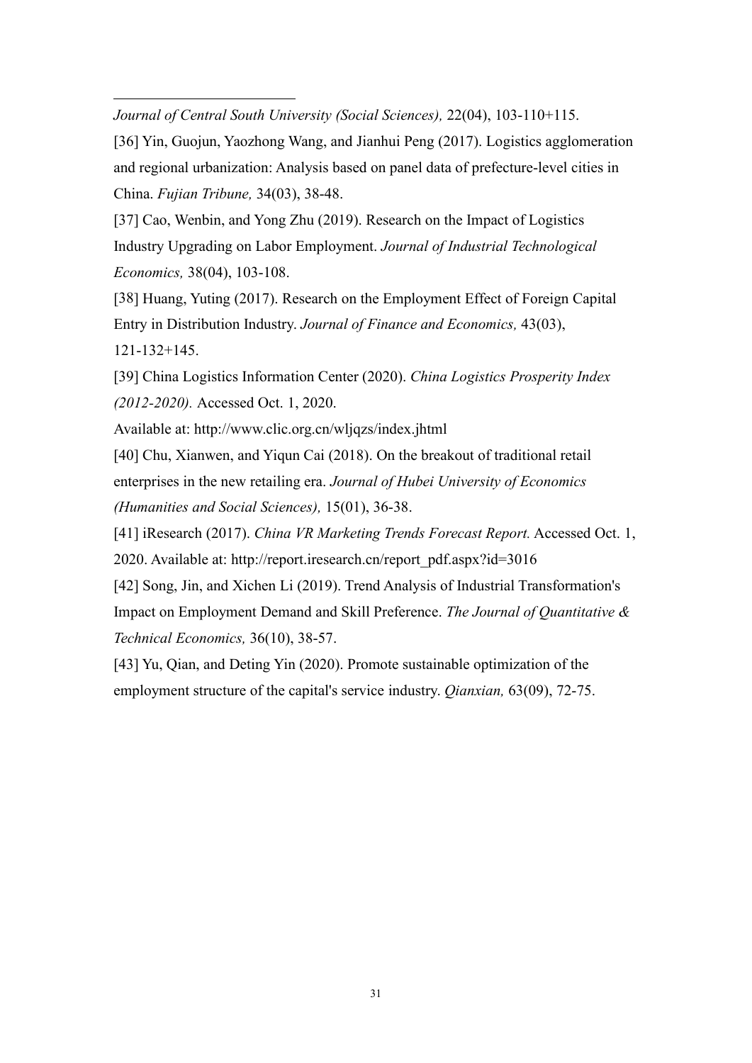*Journal of Central South University (Social Sciences),* 22(04), 103-110+115.

[36] Yin, Guojun, Yaozhong Wang, and Jianhui Peng (2017). Logistics agglomeration and regional urbanization: Analysis based on panel data of prefecture-level cities in China. *Fujian Tribune,* 34(03), 38-48.

[37] Cao, Wenbin, and Yong Zhu (2019). Research on the Impact of Logistics Industry Upgrading on Labor Employment. *Journal of Industrial Technological Economics,* 38(04), 103-108.

[38] Huang, Yuting (2017). Research on the Employment Effect of Foreign Capital Entry in Distribution Industry. *Journal of Finance and Economics,* 43(03), 121-132+145.

[39] China Logistics Information Center (2020). *China Logistics Prosperity Index (2012-2020).* Accessed Oct. 1, 2020.

Available at: http://www.clic.org.cn/wljqzs/index.jhtml

[40] Chu, Xianwen, and Yiqun Cai (2018). On the breakout of traditional retail enterprises in the new retailing era. *Journal of Hubei University of Economics (Humanities and Social Sciences),* 15(01), 36-38.

[41] iResearch (2017). *China VR Marketing Trends Forecast Report.* Accessed Oct. 1, 2020. Available at: http://report.iresearch.cn/report_pdf.aspx?id=3016

[42] Song, Jin, and Xichen Li (2019). Trend Analysis of Industrial Transformation's Impact on Employment Demand and Skill Preference. *The Journal of Quantitative & Technical Economics,* 36(10), 38-57.

[43] Yu, Qian, and Deting Yin (2020). Promote sustainable optimization of the employment structure of the capital's service industry. *Qianxian,* 63(09), 72-75.